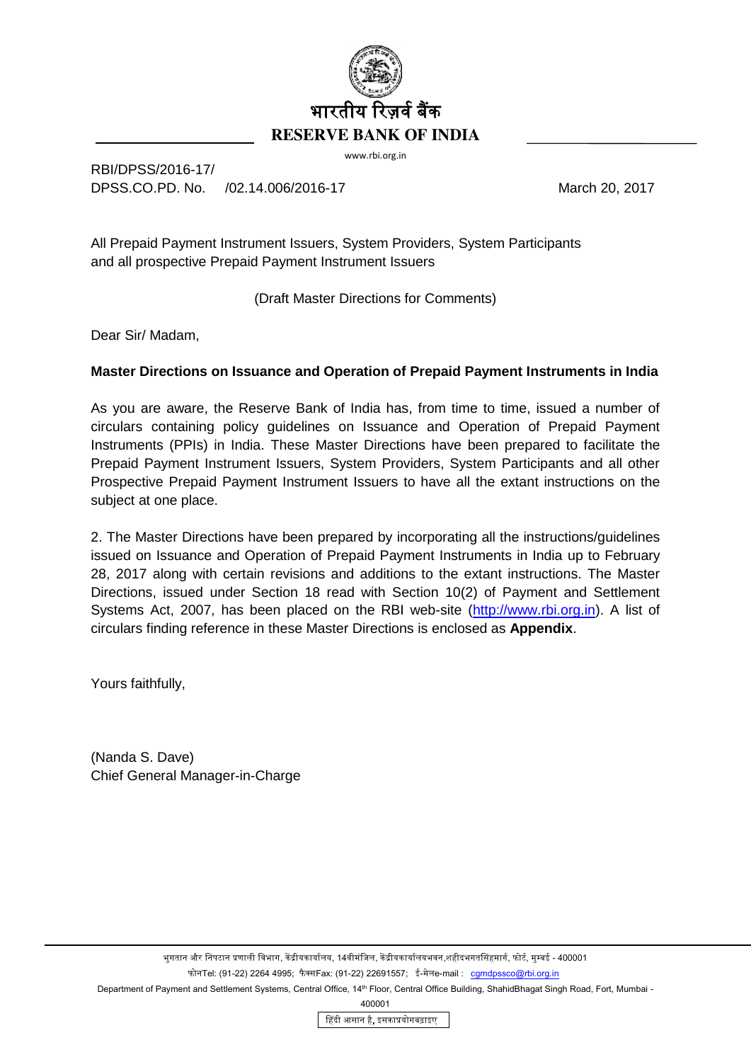भारतीय रिज़र्व बैंक
**RESERVE BANK OF INDIA**
www.rbi.org.in

RBI/DPSS/2016-17/
DPSS.CO.PD. No.  /02.14.006/2016-17 March 20, 2017

All Prepaid Payment Instrument Issuers, System Providers, System Participants and all prospective Prepaid Payment Instrument Issuers

(Draft Master Directions for Comments)

Dear Sir/ Madam,

**Master Directions on Issuance and Operation of Prepaid Payment Instruments in India**

As you are aware, the Reserve Bank of India has, from time to time, issued a number of circulars containing policy guidelines on Issuance and Operation of Prepaid Payment Instruments (PPIs) in India. These Master Directions have been prepared to facilitate the Prepaid Payment Instrument Issuers, System Providers, System Participants and all other Prospective Prepaid Payment Instrument Issuers to have all the extant instructions on the subject at one place.

2. The Master Directions have been prepared by incorporating all the instructions/guidelines issued on Issuance and Operation of Prepaid Payment Instruments in India up to February 28, 2017 along with certain revisions and additions to the extant instructions. The Master Directions, issued under Section 18 read with Section 10(2) of Payment and Settlement Systems Act, 2007, has been placed on the RBI web-site (http://www.rbi.org.in). A list of circulars finding reference in these Master Directions is enclosed as **Appendix**.

Yours faithfully,

(Nanda S. Dave)
Chief General Manager-in-Charge

भुगतान और निपटान प्रणाली विभाग, केंद्रीयकार्यालय, 14वींमंजिल, केंद्रीयकार्यालयभवन,शहीदभगतसिंहमार्ग, फोर्ट, मुम्बई - 400001
फोनTel: (91-22) 2264 4995; फैक्सFax: (91-22) 22691557; ई-मेलe-mail : cgmdpssco@rbi.org.in
Department of Payment and Settlement Systems, Central Office, 14th Floor, Central Office Building, ShahidBhagat Singh Road, Fort, Mumbai - 400001

हिंदी आसान है, इसकाप्रयोगबढ़ाइए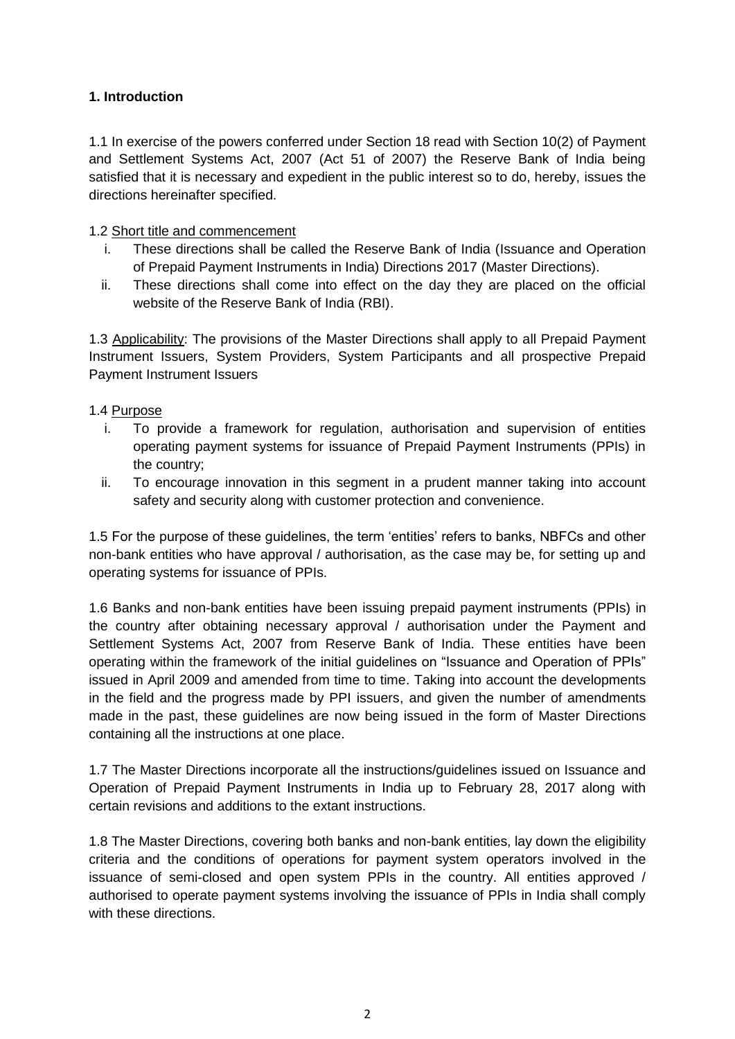## 1. Introduction

1.1 In exercise of the powers conferred under Section 18 read with Section 10(2) of Payment and Settlement Systems Act, 2007 (Act 51 of 2007) the Reserve Bank of India being satisfied that it is necessary and expedient in the public interest so to do, hereby, issues the directions hereinafter specified.

1.2 Short title and commencement

i. These directions shall be called the Reserve Bank of India (Issuance and Operation of Prepaid Payment Instruments in India) Directions 2017 (Master Directions).
ii. These directions shall come into effect on the day they are placed on the official website of the Reserve Bank of India (RBI).

1.3 Applicability: The provisions of the Master Directions shall apply to all Prepaid Payment Instrument Issuers, System Providers, System Participants and all prospective Prepaid Payment Instrument Issuers

1.4 Purpose

i. To provide a framework for regulation, authorisation and supervision of entities operating payment systems for issuance of Prepaid Payment Instruments (PPIs) in the country;
ii. To encourage innovation in this segment in a prudent manner taking into account safety and security along with customer protection and convenience.

1.5 For the purpose of these guidelines, the term 'entities' refers to banks, NBFCs and other non-bank entities who have approval / authorisation, as the case may be, for setting up and operating systems for issuance of PPIs.

1.6 Banks and non-bank entities have been issuing prepaid payment instruments (PPIs) in the country after obtaining necessary approval / authorisation under the Payment and Settlement Systems Act, 2007 from Reserve Bank of India. These entities have been operating within the framework of the initial guidelines on "Issuance and Operation of PPIs" issued in April 2009 and amended from time to time. Taking into account the developments in the field and the progress made by PPI issuers, and given the number of amendments made in the past, these guidelines are now being issued in the form of Master Directions containing all the instructions at one place.

1.7 The Master Directions incorporate all the instructions/guidelines issued on Issuance and Operation of Prepaid Payment Instruments in India up to February 28, 2017 along with certain revisions and additions to the extant instructions.

1.8 The Master Directions, covering both banks and non-bank entities, lay down the eligibility criteria and the conditions of operations for payment system operators involved in the issuance of semi-closed and open system PPIs in the country. All entities approved / authorised to operate payment systems involving the issuance of PPIs in India shall comply with these directions.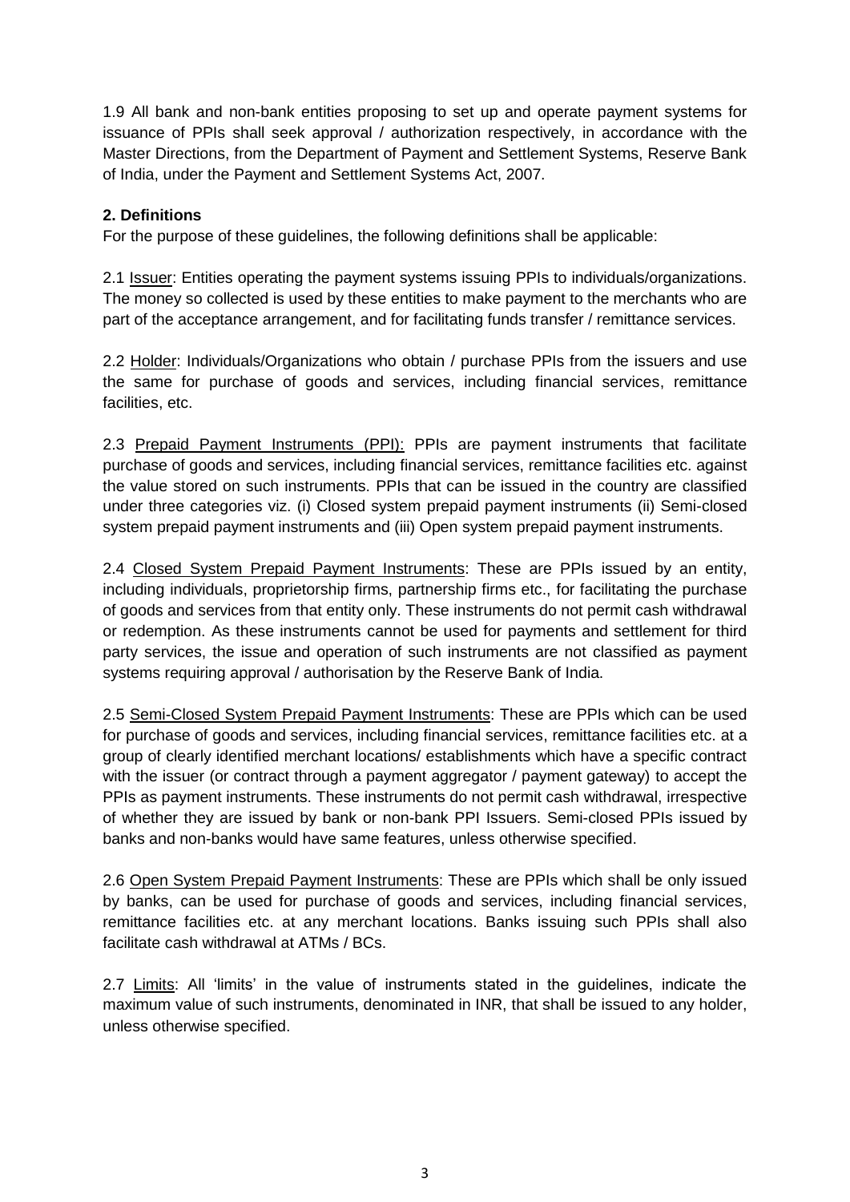1.9 All bank and non-bank entities proposing to set up and operate payment systems for issuance of PPIs shall seek approval / authorization respectively, in accordance with the Master Directions, from the Department of Payment and Settlement Systems, Reserve Bank of India, under the Payment and Settlement Systems Act, 2007.

**2. Definitions**

For the purpose of these guidelines, the following definitions shall be applicable:

2.1 Issuer: Entities operating the payment systems issuing PPIs to individuals/organizations. The money so collected is used by these entities to make payment to the merchants who are part of the acceptance arrangement, and for facilitating funds transfer / remittance services.

2.2 Holder: Individuals/Organizations who obtain / purchase PPIs from the issuers and use the same for purchase of goods and services, including financial services, remittance facilities, etc.

2.3 Prepaid Payment Instruments (PPI): PPIs are payment instruments that facilitate purchase of goods and services, including financial services, remittance facilities etc. against the value stored on such instruments. PPIs that can be issued in the country are classified under three categories viz. (i) Closed system prepaid payment instruments (ii) Semi-closed system prepaid payment instruments and (iii) Open system prepaid payment instruments.

2.4 Closed System Prepaid Payment Instruments: These are PPIs issued by an entity, including individuals, proprietorship firms, partnership firms etc., for facilitating the purchase of goods and services from that entity only. These instruments do not permit cash withdrawal or redemption. As these instruments cannot be used for payments and settlement for third party services, the issue and operation of such instruments are not classified as payment systems requiring approval / authorisation by the Reserve Bank of India.

2.5 Semi-Closed System Prepaid Payment Instruments: These are PPIs which can be used for purchase of goods and services, including financial services, remittance facilities etc. at a group of clearly identified merchant locations/ establishments which have a specific contract with the issuer (or contract through a payment aggregator / payment gateway) to accept the PPIs as payment instruments. These instruments do not permit cash withdrawal, irrespective of whether they are issued by bank or non-bank PPI Issuers. Semi-closed PPIs issued by banks and non-banks would have same features, unless otherwise specified.

2.6 Open System Prepaid Payment Instruments: These are PPIs which shall be only issued by banks, can be used for purchase of goods and services, including financial services, remittance facilities etc. at any merchant locations. Banks issuing such PPIs shall also facilitate cash withdrawal at ATMs / BCs.

2.7 Limits: All 'limits' in the value of instruments stated in the guidelines, indicate the maximum value of such instruments, denominated in INR, that shall be issued to any holder, unless otherwise specified.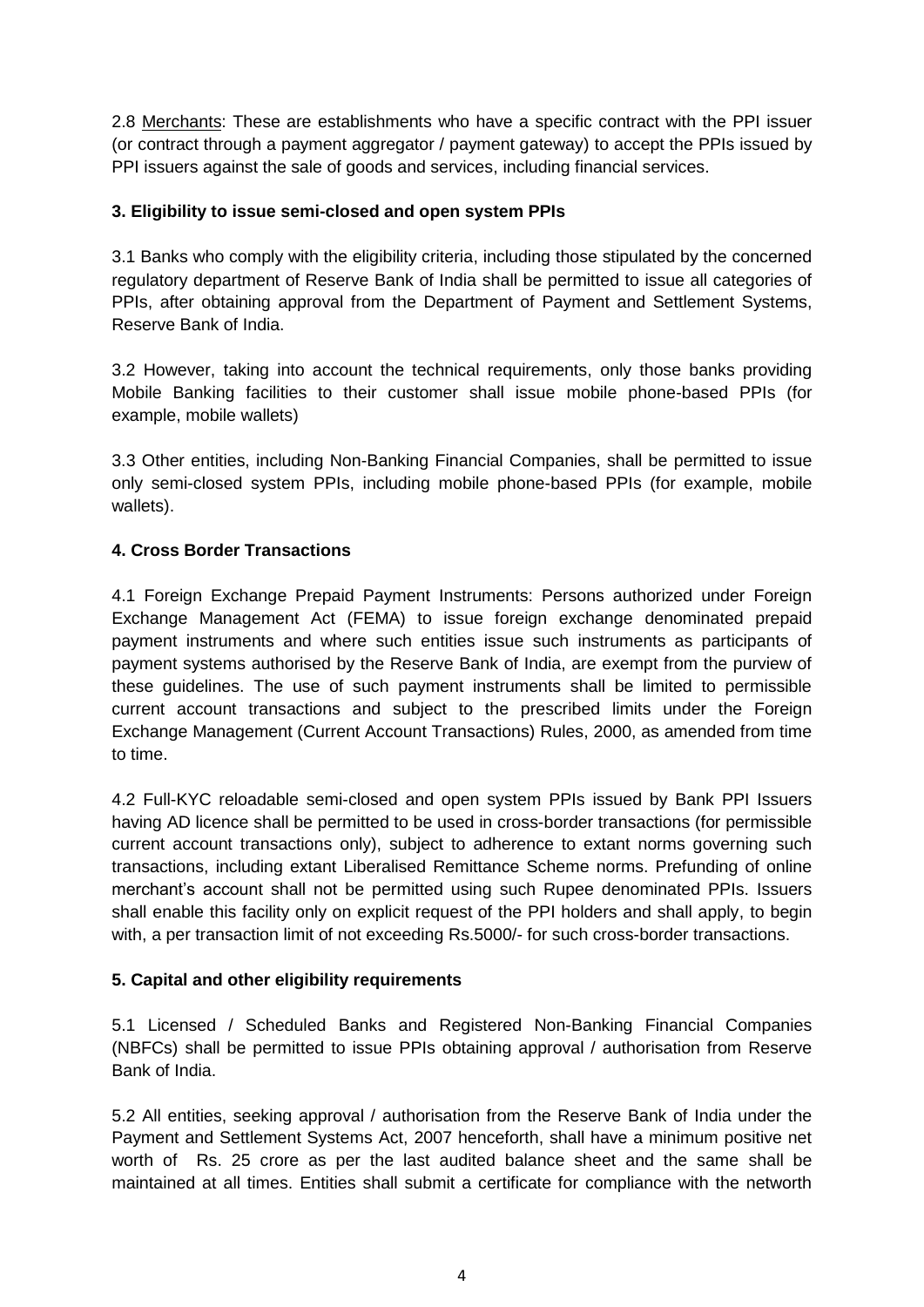2.8 Merchants: These are establishments who have a specific contract with the PPI issuer (or contract through a payment aggregator / payment gateway) to accept the PPIs issued by PPI issuers against the sale of goods and services, including financial services.

**3. Eligibility to issue semi-closed and open system PPIs**

3.1 Banks who comply with the eligibility criteria, including those stipulated by the concerned regulatory department of Reserve Bank of India shall be permitted to issue all categories of PPIs, after obtaining approval from the Department of Payment and Settlement Systems, Reserve Bank of India.

3.2 However, taking into account the technical requirements, only those banks providing Mobile Banking facilities to their customer shall issue mobile phone-based PPIs (for example, mobile wallets)

3.3 Other entities, including Non-Banking Financial Companies, shall be permitted to issue only semi-closed system PPIs, including mobile phone-based PPIs (for example, mobile wallets).

**4. Cross Border Transactions**

4.1 Foreign Exchange Prepaid Payment Instruments: Persons authorized under Foreign Exchange Management Act (FEMA) to issue foreign exchange denominated prepaid payment instruments and where such entities issue such instruments as participants of payment systems authorised by the Reserve Bank of India, are exempt from the purview of these guidelines. The use of such payment instruments shall be limited to permissible current account transactions and subject to the prescribed limits under the Foreign Exchange Management (Current Account Transactions) Rules, 2000, as amended from time to time.

4.2 Full-KYC reloadable semi-closed and open system PPIs issued by Bank PPI Issuers having AD licence shall be permitted to be used in cross-border transactions (for permissible current account transactions only), subject to adherence to extant norms governing such transactions, including extant Liberalised Remittance Scheme norms. Prefunding of online merchant's account shall not be permitted using such Rupee denominated PPIs. Issuers shall enable this facility only on explicit request of the PPI holders and shall apply, to begin with, a per transaction limit of not exceeding Rs.5000/- for such cross-border transactions.

**5. Capital and other eligibility requirements**

5.1 Licensed / Scheduled Banks and Registered Non-Banking Financial Companies (NBFCs) shall be permitted to issue PPIs obtaining approval / authorisation from Reserve Bank of India.

5.2 All entities, seeking approval / authorisation from the Reserve Bank of India under the Payment and Settlement Systems Act, 2007 henceforth, shall have a minimum positive net worth of Rs. 25 crore as per the last audited balance sheet and the same shall be maintained at all times. Entities shall submit a certificate for compliance with the networth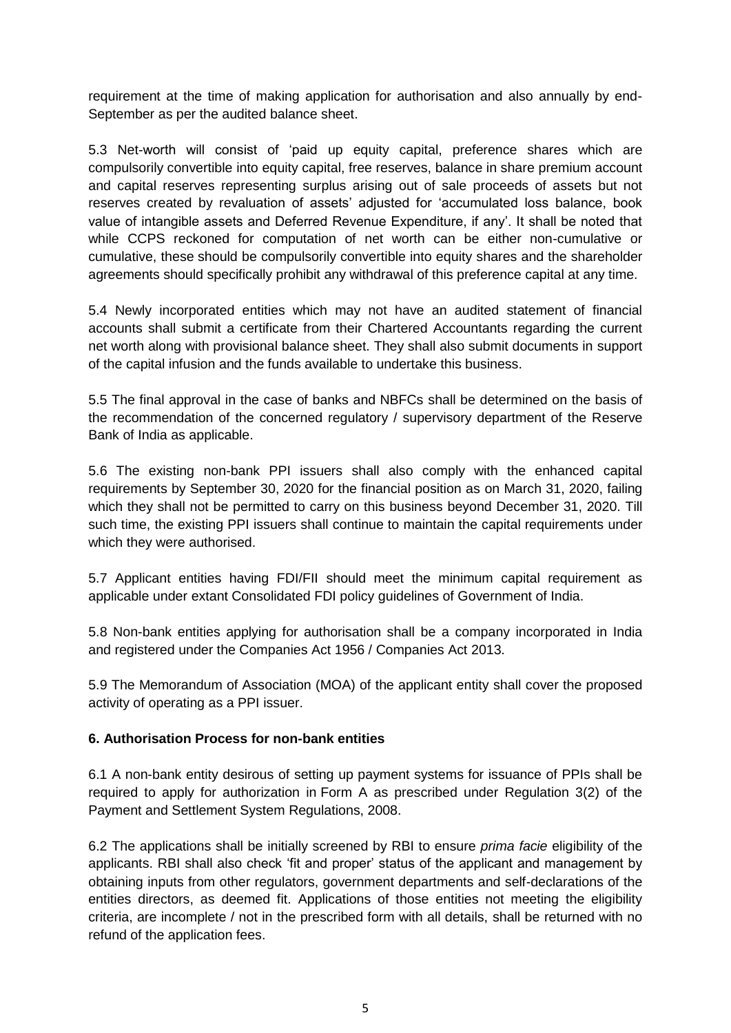requirement at the time of making application for authorisation and also annually by end-September as per the audited balance sheet.

5.3 Net-worth will consist of 'paid up equity capital, preference shares which are compulsorily convertible into equity capital, free reserves, balance in share premium account and capital reserves representing surplus arising out of sale proceeds of assets but not reserves created by revaluation of assets' adjusted for 'accumulated loss balance, book value of intangible assets and Deferred Revenue Expenditure, if any'. It shall be noted that while CCPS reckoned for computation of net worth can be either non-cumulative or cumulative, these should be compulsorily convertible into equity shares and the shareholder agreements should specifically prohibit any withdrawal of this preference capital at any time.

5.4 Newly incorporated entities which may not have an audited statement of financial accounts shall submit a certificate from their Chartered Accountants regarding the current net worth along with provisional balance sheet. They shall also submit documents in support of the capital infusion and the funds available to undertake this business.

5.5 The final approval in the case of banks and NBFCs shall be determined on the basis of the recommendation of the concerned regulatory / supervisory department of the Reserve Bank of India as applicable.

5.6 The existing non-bank PPI issuers shall also comply with the enhanced capital requirements by September 30, 2020 for the financial position as on March 31, 2020, failing which they shall not be permitted to carry on this business beyond December 31, 2020. Till such time, the existing PPI issuers shall continue to maintain the capital requirements under which they were authorised.

5.7 Applicant entities having FDI/FII should meet the minimum capital requirement as applicable under extant Consolidated FDI policy guidelines of Government of India.

5.8 Non-bank entities applying for authorisation shall be a company incorporated in India and registered under the Companies Act 1956 / Companies Act 2013.

5.9 The Memorandum of Association (MOA) of the applicant entity shall cover the proposed activity of operating as a PPI issuer.

**6. Authorisation Process for non-bank entities**

6.1 A non-bank entity desirous of setting up payment systems for issuance of PPIs shall be required to apply for authorization in Form A as prescribed under Regulation 3(2) of the Payment and Settlement System Regulations, 2008.

6.2 The applications shall be initially screened by RBI to ensure *prima facie* eligibility of the applicants. RBI shall also check 'fit and proper' status of the applicant and management by obtaining inputs from other regulators, government departments and self-declarations of the entities directors, as deemed fit. Applications of those entities not meeting the eligibility criteria, are incomplete / not in the prescribed form with all details, shall be returned with no refund of the application fees.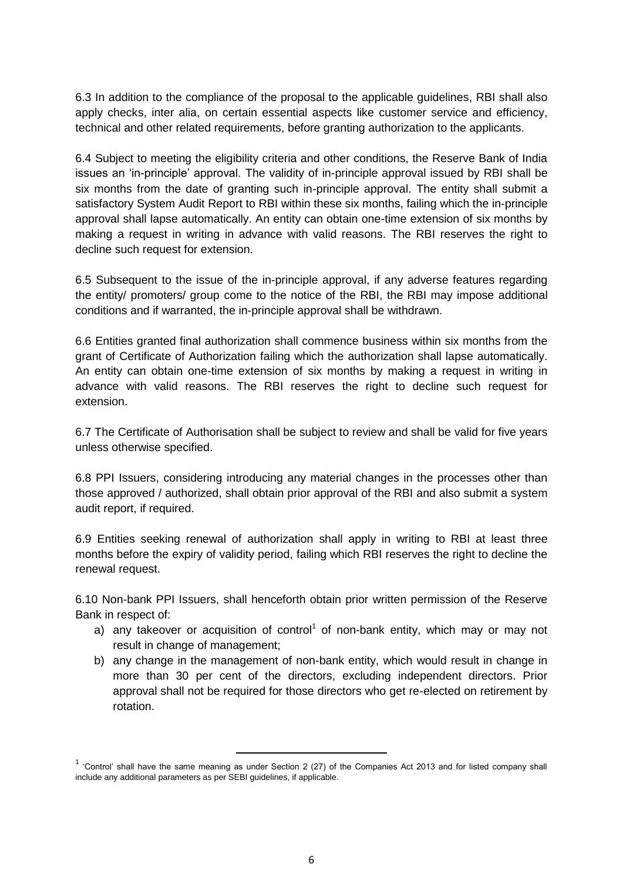6.3 In addition to the compliance of the proposal to the applicable guidelines, RBI shall also apply checks, inter alia, on certain essential aspects like customer service and efficiency, technical and other related requirements, before granting authorization to the applicants.

6.4 Subject to meeting the eligibility criteria and other conditions, the Reserve Bank of India issues an 'in-principle' approval. The validity of in-principle approval issued by RBI shall be six months from the date of granting such in-principle approval. The entity shall submit a satisfactory System Audit Report to RBI within these six months, failing which the in-principle approval shall lapse automatically. An entity can obtain one-time extension of six months by making a request in writing in advance with valid reasons. The RBI reserves the right to decline such request for extension.

6.5 Subsequent to the issue of the in-principle approval, if any adverse features regarding the entity/ promoters/ group come to the notice of the RBI, the RBI may impose additional conditions and if warranted, the in-principle approval shall be withdrawn.

6.6 Entities granted final authorization shall commence business within six months from the grant of Certificate of Authorization failing which the authorization shall lapse automatically. An entity can obtain one-time extension of six months by making a request in writing in advance with valid reasons. The RBI reserves the right to decline such request for extension.

6.7 The Certificate of Authorisation shall be subject to review and shall be valid for five years unless otherwise specified.

6.8 PPI Issuers, considering introducing any material changes in the processes other than those approved / authorized, shall obtain prior approval of the RBI and also submit a system audit report, if required.

6.9 Entities seeking renewal of authorization shall apply in writing to RBI at least three months before the expiry of validity period, failing which RBI reserves the right to decline the renewal request.

6.10 Non-bank PPI Issuers, shall henceforth obtain prior written permission of the Reserve Bank in respect of:

a) any takeover or acquisition of control[1] of non-bank entity, which may or may not result in change of management;
b) any change in the management of non-bank entity, which would result in change in more than 30 per cent of the directors, excluding independent directors. Prior approval shall not be required for those directors who get re-elected on retirement by rotation.

---

[1] 'Control' shall have the same meaning as under Section 2 (27) of the Companies Act 2013 and for listed company shall include any additional parameters as per SEBI guidelines, if applicable.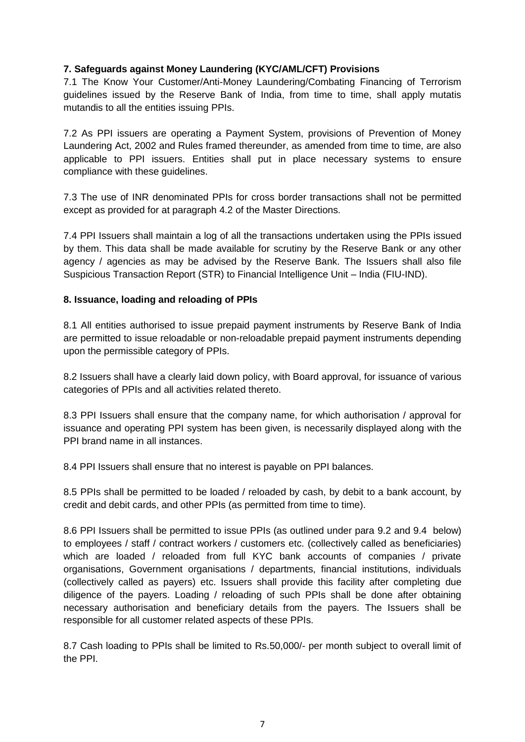**7. Safeguards against Money Laundering (KYC/AML/CFT) Provisions**

7.1 The Know Your Customer/Anti-Money Laundering/Combating Financing of Terrorism guidelines issued by the Reserve Bank of India, from time to time, shall apply mutatis mutandis to all the entities issuing PPIs.

7.2 As PPI issuers are operating a Payment System, provisions of Prevention of Money Laundering Act, 2002 and Rules framed thereunder, as amended from time to time, are also applicable to PPI issuers. Entities shall put in place necessary systems to ensure compliance with these guidelines.

7.3 The use of INR denominated PPIs for cross border transactions shall not be permitted except as provided for at paragraph 4.2 of the Master Directions.

7.4 PPI Issuers shall maintain a log of all the transactions undertaken using the PPIs issued by them. This data shall be made available for scrutiny by the Reserve Bank or any other agency / agencies as may be advised by the Reserve Bank. The Issuers shall also file Suspicious Transaction Report (STR) to Financial Intelligence Unit – India (FIU-IND).

**8. Issuance, loading and reloading of PPIs**

8.1 All entities authorised to issue prepaid payment instruments by Reserve Bank of India are permitted to issue reloadable or non-reloadable prepaid payment instruments depending upon the permissible category of PPIs.

8.2 Issuers shall have a clearly laid down policy, with Board approval, for issuance of various categories of PPIs and all activities related thereto.

8.3 PPI Issuers shall ensure that the company name, for which authorisation / approval for issuance and operating PPI system has been given, is necessarily displayed along with the PPI brand name in all instances.

8.4 PPI Issuers shall ensure that no interest is payable on PPI balances.

8.5 PPIs shall be permitted to be loaded / reloaded by cash, by debit to a bank account, by credit and debit cards, and other PPIs (as permitted from time to time).

8.6 PPI Issuers shall be permitted to issue PPIs (as outlined under para 9.2 and 9.4 below) to employees / staff / contract workers / customers etc. (collectively called as beneficiaries) which are loaded / reloaded from full KYC bank accounts of companies / private organisations, Government organisations / departments, financial institutions, individuals (collectively called as payers) etc. Issuers shall provide this facility after completing due diligence of the payers. Loading / reloading of such PPIs shall be done after obtaining necessary authorisation and beneficiary details from the payers. The Issuers shall be responsible for all customer related aspects of these PPIs.

8.7 Cash loading to PPIs shall be limited to Rs.50,000/- per month subject to overall limit of the PPI.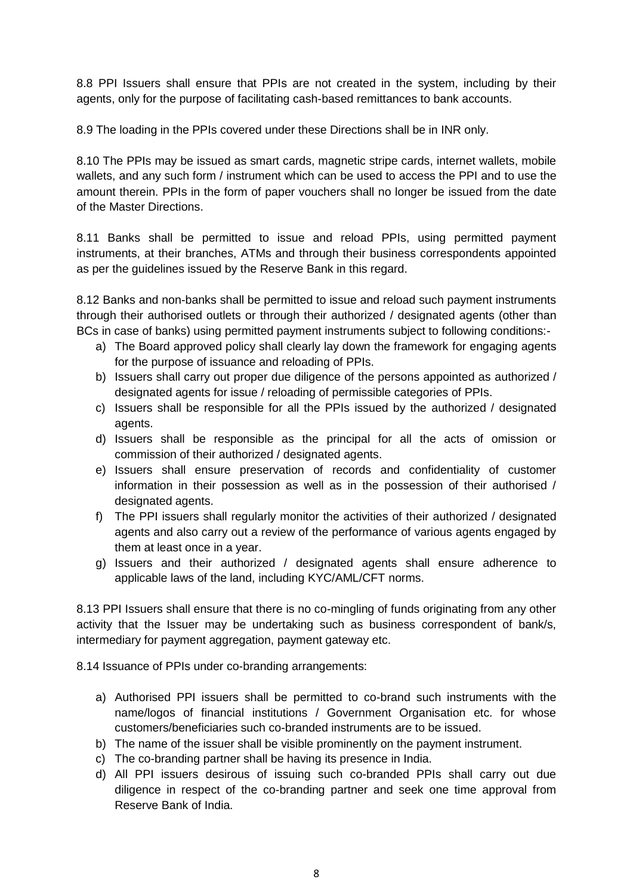8.8 PPI Issuers shall ensure that PPIs are not created in the system, including by their agents, only for the purpose of facilitating cash-based remittances to bank accounts.

8.9 The loading in the PPIs covered under these Directions shall be in INR only.

8.10 The PPIs may be issued as smart cards, magnetic stripe cards, internet wallets, mobile wallets, and any such form / instrument which can be used to access the PPI and to use the amount therein. PPIs in the form of paper vouchers shall no longer be issued from the date of the Master Directions.

8.11 Banks shall be permitted to issue and reload PPIs, using permitted payment instruments, at their branches, ATMs and through their business correspondents appointed as per the guidelines issued by the Reserve Bank in this regard.

8.12 Banks and non-banks shall be permitted to issue and reload such payment instruments through their authorised outlets or through their authorized / designated agents (other than BCs in case of banks) using permitted payment instruments subject to following conditions:-

a) The Board approved policy shall clearly lay down the framework for engaging agents for the purpose of issuance and reloading of PPIs.
b) Issuers shall carry out proper due diligence of the persons appointed as authorized / designated agents for issue / reloading of permissible categories of PPIs.
c) Issuers shall be responsible for all the PPIs issued by the authorized / designated agents.
d) Issuers shall be responsible as the principal for all the acts of omission or commission of their authorized / designated agents.
e) Issuers shall ensure preservation of records and confidentiality of customer information in their possession as well as in the possession of their authorised / designated agents.
f) The PPI issuers shall regularly monitor the activities of their authorized / designated agents and also carry out a review of the performance of various agents engaged by them at least once in a year.
g) Issuers and their authorized / designated agents shall ensure adherence to applicable laws of the land, including KYC/AML/CFT norms.

8.13 PPI Issuers shall ensure that there is no co-mingling of funds originating from any other activity that the Issuer may be undertaking such as business correspondent of bank/s, intermediary for payment aggregation, payment gateway etc.

8.14 Issuance of PPIs under co-branding arrangements:

a) Authorised PPI issuers shall be permitted to co-brand such instruments with the name/logos of financial institutions / Government Organisation etc. for whose customers/beneficiaries such co-branded instruments are to be issued.
b) The name of the issuer shall be visible prominently on the payment instrument.
c) The co-branding partner shall be having its presence in India.
d) All PPI issuers desirous of issuing such co-branded PPIs shall carry out due diligence in respect of the co-branding partner and seek one time approval from Reserve Bank of India.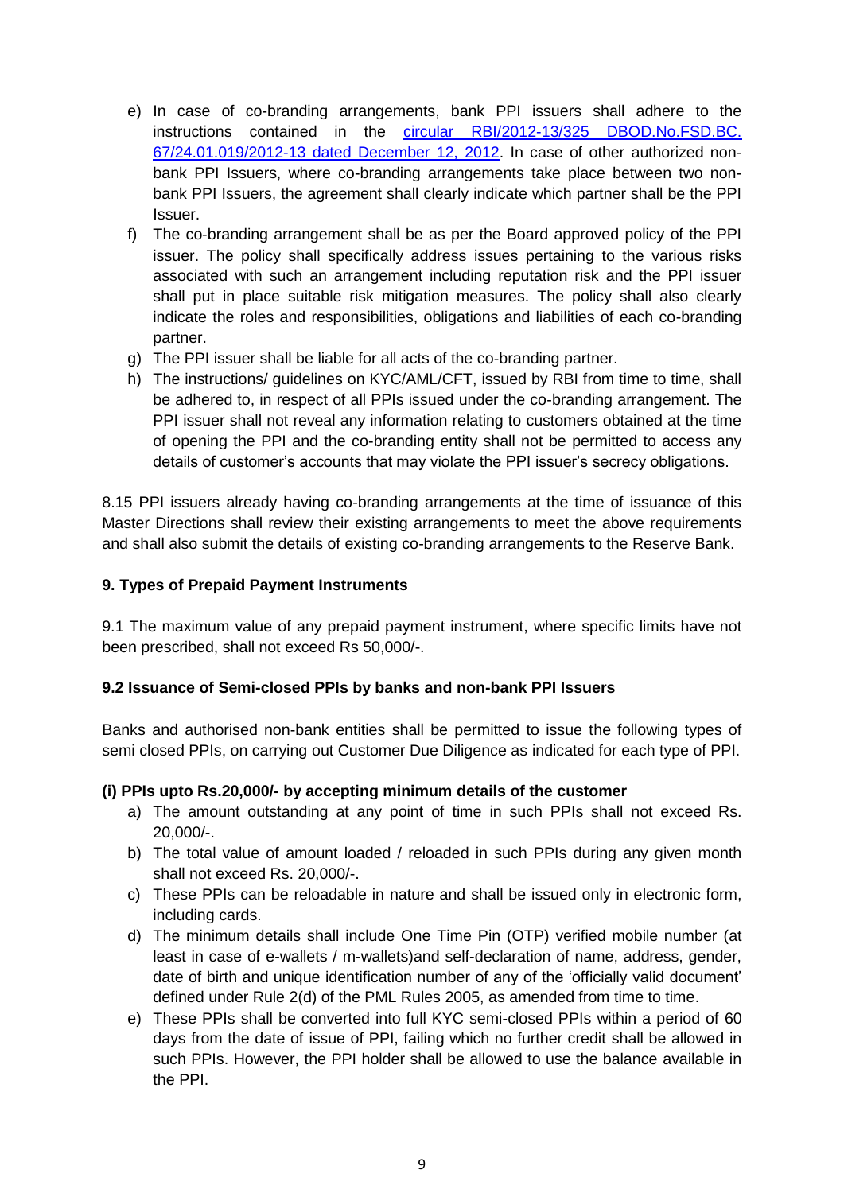e) In case of co-branding arrangements, bank PPI issuers shall adhere to the instructions contained in the [circular RBI/2012-13/325 DBOD.No.FSD.BC.67/24.01.019/2012-13 dated December 12, 2012](). In case of other authorized non-bank PPI Issuers, where co-branding arrangements take place between two non-bank PPI Issuers, the agreement shall clearly indicate which partner shall be the PPI Issuer.

f) The co-branding arrangement shall be as per the Board approved policy of the PPI issuer. The policy shall specifically address issues pertaining to the various risks associated with such an arrangement including reputation risk and the PPI issuer shall put in place suitable risk mitigation measures. The policy shall also clearly indicate the roles and responsibilities, obligations and liabilities of each co-branding partner.

g) The PPI issuer shall be liable for all acts of the co-branding partner.

h) The instructions/ guidelines on KYC/AML/CFT, issued by RBI from time to time, shall be adhered to, in respect of all PPIs issued under the co-branding arrangement. The PPI issuer shall not reveal any information relating to customers obtained at the time of opening the PPI and the co-branding entity shall not be permitted to access any details of customer's accounts that may violate the PPI issuer's secrecy obligations.

8.15 PPI issuers already having co-branding arrangements at the time of issuance of this Master Directions shall review their existing arrangements to meet the above requirements and shall also submit the details of existing co-branding arrangements to the Reserve Bank.

**9. Types of Prepaid Payment Instruments**

9.1 The maximum value of any prepaid payment instrument, where specific limits have not been prescribed, shall not exceed Rs 50,000/-.

**9.2 Issuance of Semi-closed PPIs by banks and non-bank PPI Issuers**

Banks and authorised non-bank entities shall be permitted to issue the following types of semi closed PPIs, on carrying out Customer Due Diligence as indicated for each type of PPI.

**(i) PPIs upto Rs.20,000/- by accepting minimum details of the customer**

a) The amount outstanding at any point of time in such PPIs shall not exceed Rs. 20,000/-.

b) The total value of amount loaded / reloaded in such PPIs during any given month shall not exceed Rs. 20,000/-.

c) These PPIs can be reloadable in nature and shall be issued only in electronic form, including cards.

d) The minimum details shall include One Time Pin (OTP) verified mobile number (at least in case of e-wallets / m-wallets)and self-declaration of name, address, gender, date of birth and unique identification number of any of the 'officially valid document' defined under Rule 2(d) of the PML Rules 2005, as amended from time to time.

e) These PPIs shall be converted into full KYC semi-closed PPIs within a period of 60 days from the date of issue of PPI, failing which no further credit shall be allowed in such PPIs. However, the PPI holder shall be allowed to use the balance available in the PPI.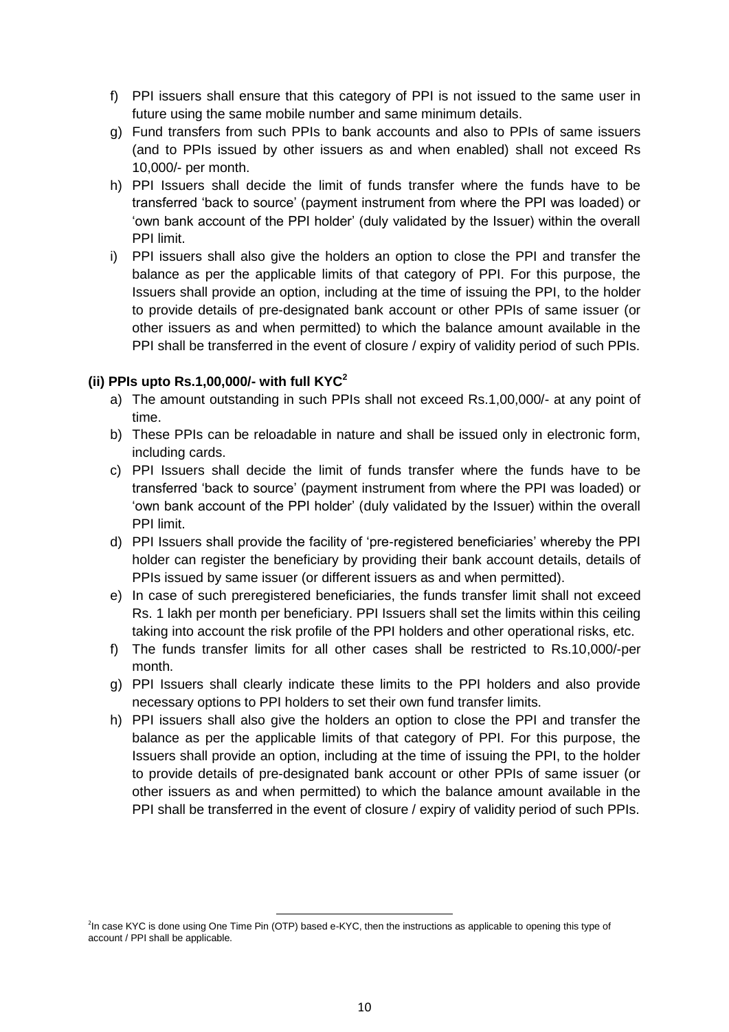f) PPI issuers shall ensure that this category of PPI is not issued to the same user in future using the same mobile number and same minimum details.

g) Fund transfers from such PPIs to bank accounts and also to PPIs of same issuers (and to PPIs issued by other issuers as and when enabled) shall not exceed Rs 10,000/- per month.

h) PPI Issuers shall decide the limit of funds transfer where the funds have to be transferred 'back to source' (payment instrument from where the PPI was loaded) or 'own bank account of the PPI holder' (duly validated by the Issuer) within the overall PPI limit.

i) PPI issuers shall also give the holders an option to close the PPI and transfer the balance as per the applicable limits of that category of PPI. For this purpose, the Issuers shall provide an option, including at the time of issuing the PPI, to the holder to provide details of pre-designated bank account or other PPIs of same issuer (or other issuers as and when permitted) to which the balance amount available in the PPI shall be transferred in the event of closure / expiry of validity period of such PPIs.

**(ii) PPIs upto Rs.1,00,000/- with full KYC[2]**

a) The amount outstanding in such PPIs shall not exceed Rs.1,00,000/- at any point of time.

b) These PPIs can be reloadable in nature and shall be issued only in electronic form, including cards.

c) PPI Issuers shall decide the limit of funds transfer where the funds have to be transferred 'back to source' (payment instrument from where the PPI was loaded) or 'own bank account of the PPI holder' (duly validated by the Issuer) within the overall PPI limit.

d) PPI Issuers shall provide the facility of 'pre-registered beneficiaries' whereby the PPI holder can register the beneficiary by providing their bank account details, details of PPIs issued by same issuer (or different issuers as and when permitted).

e) In case of such preregistered beneficiaries, the funds transfer limit shall not exceed Rs. 1 lakh per month per beneficiary. PPI Issuers shall set the limits within this ceiling taking into account the risk profile of the PPI holders and other operational risks, etc.

f) The funds transfer limits for all other cases shall be restricted to Rs.10,000/-per month.

g) PPI Issuers shall clearly indicate these limits to the PPI holders and also provide necessary options to PPI holders to set their own fund transfer limits.

h) PPI issuers shall also give the holders an option to close the PPI and transfer the balance as per the applicable limits of that category of PPI. For this purpose, the Issuers shall provide an option, including at the time of issuing the PPI, to the holder to provide details of pre-designated bank account or other PPIs of same issuer (or other issuers as and when permitted) to which the balance amount available in the PPI shall be transferred in the event of closure / expiry of validity period of such PPIs.

---

[2] In case KYC is done using One Time Pin (OTP) based e-KYC, then the instructions as applicable to opening this type of account / PPI shall be applicable.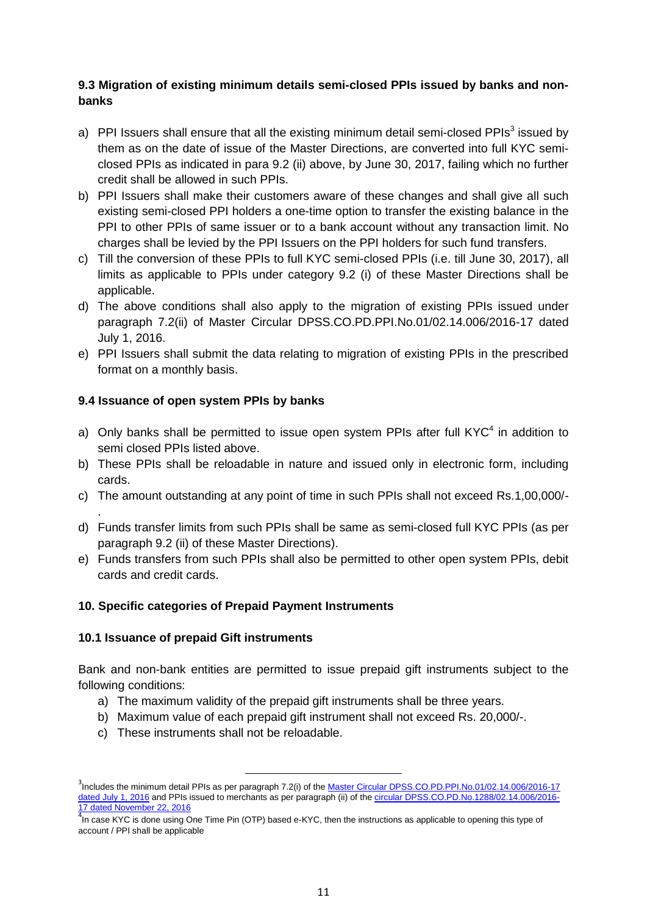### 9.3 Migration of existing minimum details semi-closed PPIs issued by banks and non-banks

a) PPI Issuers shall ensure that all the existing minimum detail semi-closed PPIs[3] issued by them as on the date of issue of the Master Directions, are converted into full KYC semi-closed PPIs as indicated in para 9.2 (ii) above, by June 30, 2017, failing which no further credit shall be allowed in such PPIs.
b) PPI Issuers shall make their customers aware of these changes and shall give all such existing semi-closed PPI holders a one-time option to transfer the existing balance in the PPI to other PPIs of same issuer or to a bank account without any transaction limit. No charges shall be levied by the PPI Issuers on the PPI holders for such fund transfers.
c) Till the conversion of these PPIs to full KYC semi-closed PPIs (i.e. till June 30, 2017), all limits as applicable to PPIs under category 9.2 (i) of these Master Directions shall be applicable.
d) The above conditions shall also apply to the migration of existing PPIs issued under paragraph 7.2(ii) of Master Circular DPSS.CO.PD.PPI.No.01/02.14.006/2016-17 dated July 1, 2016.
e) PPI Issuers shall submit the data relating to migration of existing PPIs in the prescribed format on a monthly basis.

### 9.4 Issuance of open system PPIs by banks

a) Only banks shall be permitted to issue open system PPIs after full KYC[4] in addition to semi closed PPIs listed above.
b) These PPIs shall be reloadable in nature and issued only in electronic form, including cards.
c) The amount outstanding at any point of time in such PPIs shall not exceed Rs.1,00,000/-.
d) Funds transfer limits from such PPIs shall be same as semi-closed full KYC PPIs (as per paragraph 9.2 (ii) of these Master Directions).
e) Funds transfers from such PPIs shall also be permitted to other open system PPIs, debit cards and credit cards.

## 10. Specific categories of Prepaid Payment Instruments

### 10.1 Issuance of prepaid Gift instruments

Bank and non-bank entities are permitted to issue prepaid gift instruments subject to the following conditions:

a) The maximum validity of the prepaid gift instruments shall be three years.
b) Maximum value of each prepaid gift instrument shall not exceed Rs. 20,000/-.
c) These instruments shall not be reloadable.

---

[3] Includes the minimum detail PPIs as per paragraph 7.2(i) of the Master Circular DPSS.CO.PD.PPI.No.01/02.14.006/2016-17 dated July 1, 2016 and PPIs issued to merchants as per paragraph (ii) of the circular DPSS.CO.PD.No.1288/02.14.006/2016-17 dated November 22, 2016

[4] In case KYC is done using One Time Pin (OTP) based e-KYC, then the instructions as applicable to opening this type of account / PPI shall be applicable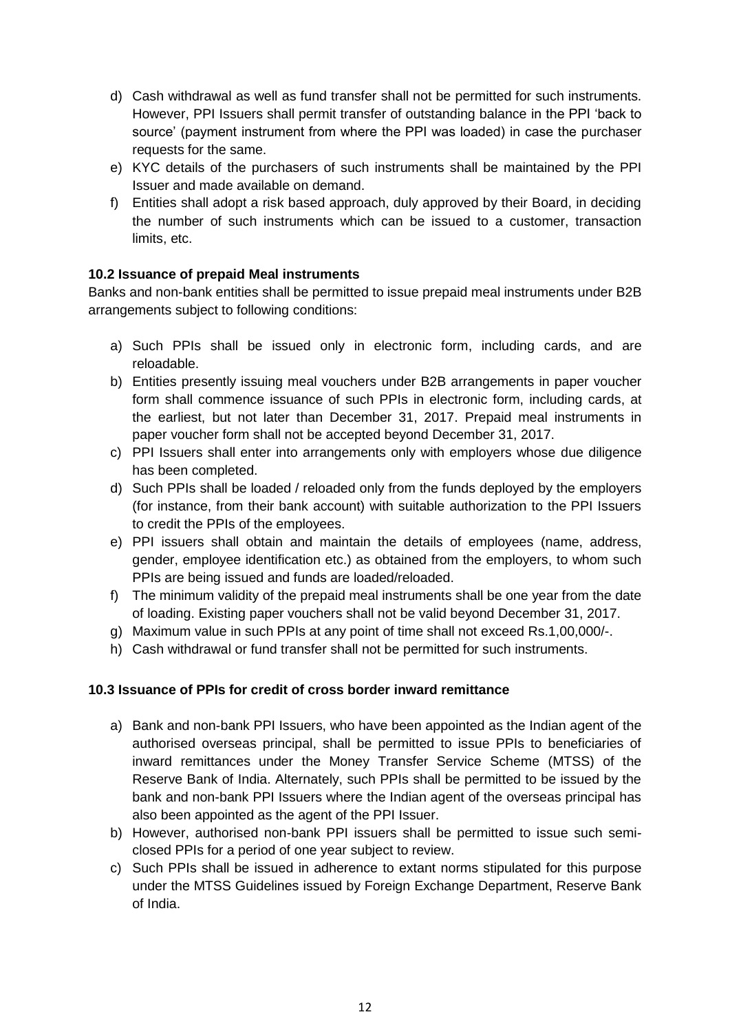d) Cash withdrawal as well as fund transfer shall not be permitted for such instruments. However, PPI Issuers shall permit transfer of outstanding balance in the PPI 'back to source' (payment instrument from where the PPI was loaded) in case the purchaser requests for the same.
e) KYC details of the purchasers of such instruments shall be maintained by the PPI Issuer and made available on demand.
f) Entities shall adopt a risk based approach, duly approved by their Board, in deciding the number of such instruments which can be issued to a customer, transaction limits, etc.

**10.2 Issuance of prepaid Meal instruments**

Banks and non-bank entities shall be permitted to issue prepaid meal instruments under B2B arrangements subject to following conditions:

a) Such PPIs shall be issued only in electronic form, including cards, and are reloadable.
b) Entities presently issuing meal vouchers under B2B arrangements in paper voucher form shall commence issuance of such PPIs in electronic form, including cards, at the earliest, but not later than December 31, 2017. Prepaid meal instruments in paper voucher form shall not be accepted beyond December 31, 2017.
c) PPI Issuers shall enter into arrangements only with employers whose due diligence has been completed.
d) Such PPIs shall be loaded / reloaded only from the funds deployed by the employers (for instance, from their bank account) with suitable authorization to the PPI Issuers to credit the PPIs of the employees.
e) PPI issuers shall obtain and maintain the details of employees (name, address, gender, employee identification etc.) as obtained from the employers, to whom such PPIs are being issued and funds are loaded/reloaded.
f) The minimum validity of the prepaid meal instruments shall be one year from the date of loading. Existing paper vouchers shall not be valid beyond December 31, 2017.
g) Maximum value in such PPIs at any point of time shall not exceed Rs.1,00,000/-.
h) Cash withdrawal or fund transfer shall not be permitted for such instruments.

**10.3 Issuance of PPIs for credit of cross border inward remittance**

a) Bank and non-bank PPI Issuers, who have been appointed as the Indian agent of the authorised overseas principal, shall be permitted to issue PPIs to beneficiaries of inward remittances under the Money Transfer Service Scheme (MTSS) of the Reserve Bank of India. Alternately, such PPIs shall be permitted to be issued by the bank and non-bank PPI Issuers where the Indian agent of the overseas principal has also been appointed as the agent of the PPI Issuer.
b) However, authorised non-bank PPI issuers shall be permitted to issue such semi-closed PPIs for a period of one year subject to review.
c) Such PPIs shall be issued in adherence to extant norms stipulated for this purpose under the MTSS Guidelines issued by Foreign Exchange Department, Reserve Bank of India.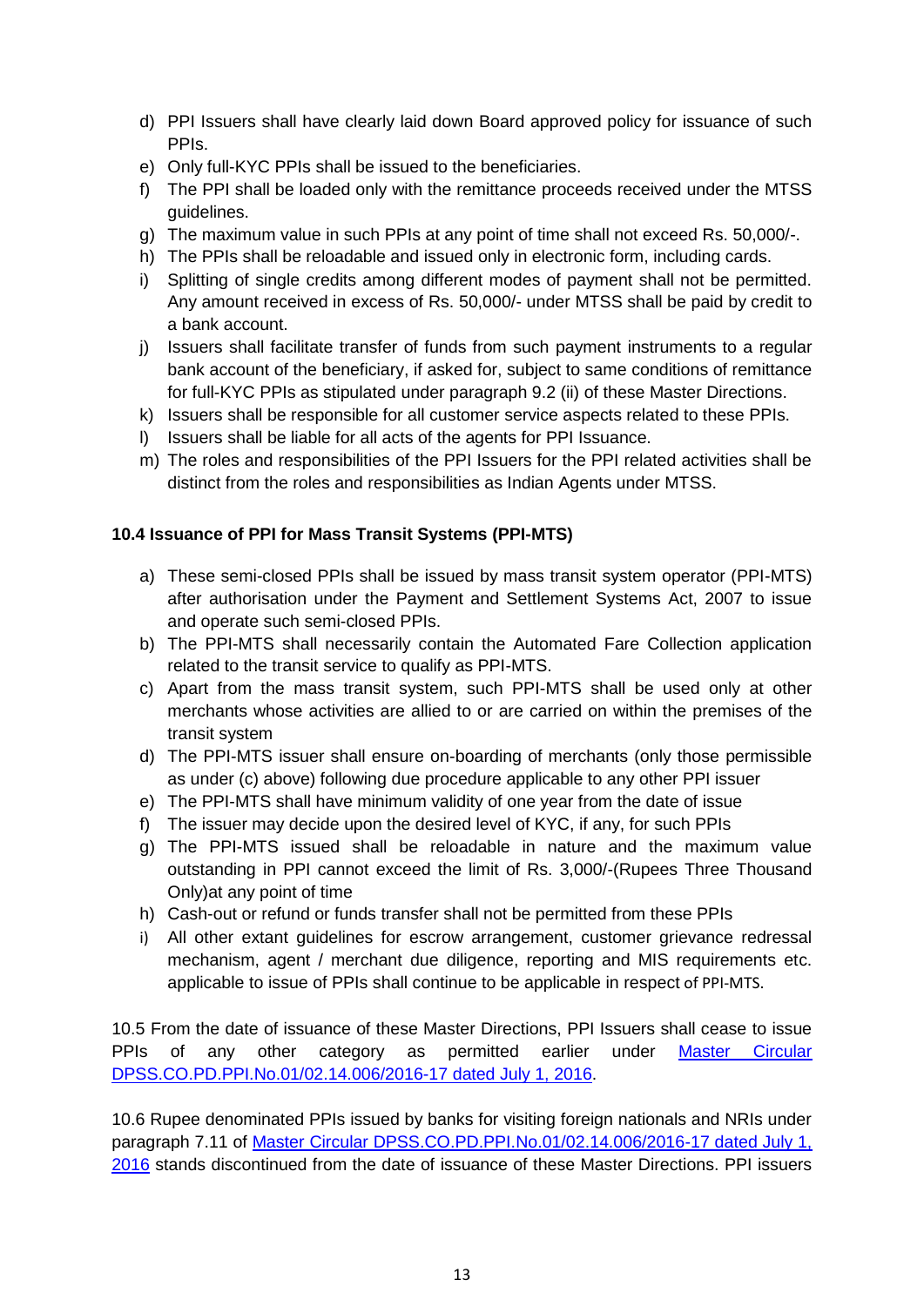d) PPI Issuers shall have clearly laid down Board approved policy for issuance of such PPIs.
e) Only full-KYC PPIs shall be issued to the beneficiaries.
f) The PPI shall be loaded only with the remittance proceeds received under the MTSS guidelines.
g) The maximum value in such PPIs at any point of time shall not exceed Rs. 50,000/-.
h) The PPIs shall be reloadable and issued only in electronic form, including cards.
i) Splitting of single credits among different modes of payment shall not be permitted. Any amount received in excess of Rs. 50,000/- under MTSS shall be paid by credit to a bank account.
j) Issuers shall facilitate transfer of funds from such payment instruments to a regular bank account of the beneficiary, if asked for, subject to same conditions of remittance for full-KYC PPIs as stipulated under paragraph 9.2 (ii) of these Master Directions.
k) Issuers shall be responsible for all customer service aspects related to these PPIs.
l) Issuers shall be liable for all acts of the agents for PPI Issuance.
m) The roles and responsibilities of the PPI Issuers for the PPI related activities shall be distinct from the roles and responsibilities as Indian Agents under MTSS.

**10.4 Issuance of PPI for Mass Transit Systems (PPI-MTS)**

a) These semi-closed PPIs shall be issued by mass transit system operator (PPI-MTS) after authorisation under the Payment and Settlement Systems Act, 2007 to issue and operate such semi-closed PPIs.
b) The PPI-MTS shall necessarily contain the Automated Fare Collection application related to the transit service to qualify as PPI-MTS.
c) Apart from the mass transit system, such PPI-MTS shall be used only at other merchants whose activities are allied to or are carried on within the premises of the transit system
d) The PPI-MTS issuer shall ensure on-boarding of merchants (only those permissible as under (c) above) following due procedure applicable to any other PPI issuer
e) The PPI-MTS shall have minimum validity of one year from the date of issue
f) The issuer may decide upon the desired level of KYC, if any, for such PPIs
g) The PPI-MTS issued shall be reloadable in nature and the maximum value outstanding in PPI cannot exceed the limit of Rs. 3,000/-(Rupees Three Thousand Only)at any point of time
h) Cash-out or refund or funds transfer shall not be permitted from these PPIs
i) All other extant guidelines for escrow arrangement, customer grievance redressal mechanism, agent / merchant due diligence, reporting and MIS requirements etc. applicable to issue of PPIs shall continue to be applicable in respect of PPI-MTS.

10.5 From the date of issuance of these Master Directions, PPI Issuers shall cease to issue PPIs of any other category as permitted earlier under Master Circular DPSS.CO.PD.PPI.No.01/02.14.006/2016-17 dated July 1, 2016.

10.6 Rupee denominated PPIs issued by banks for visiting foreign nationals and NRIs under paragraph 7.11 of Master Circular DPSS.CO.PD.PPI.No.01/02.14.006/2016-17 dated July 1, 2016 stands discontinued from the date of issuance of these Master Directions. PPI issuers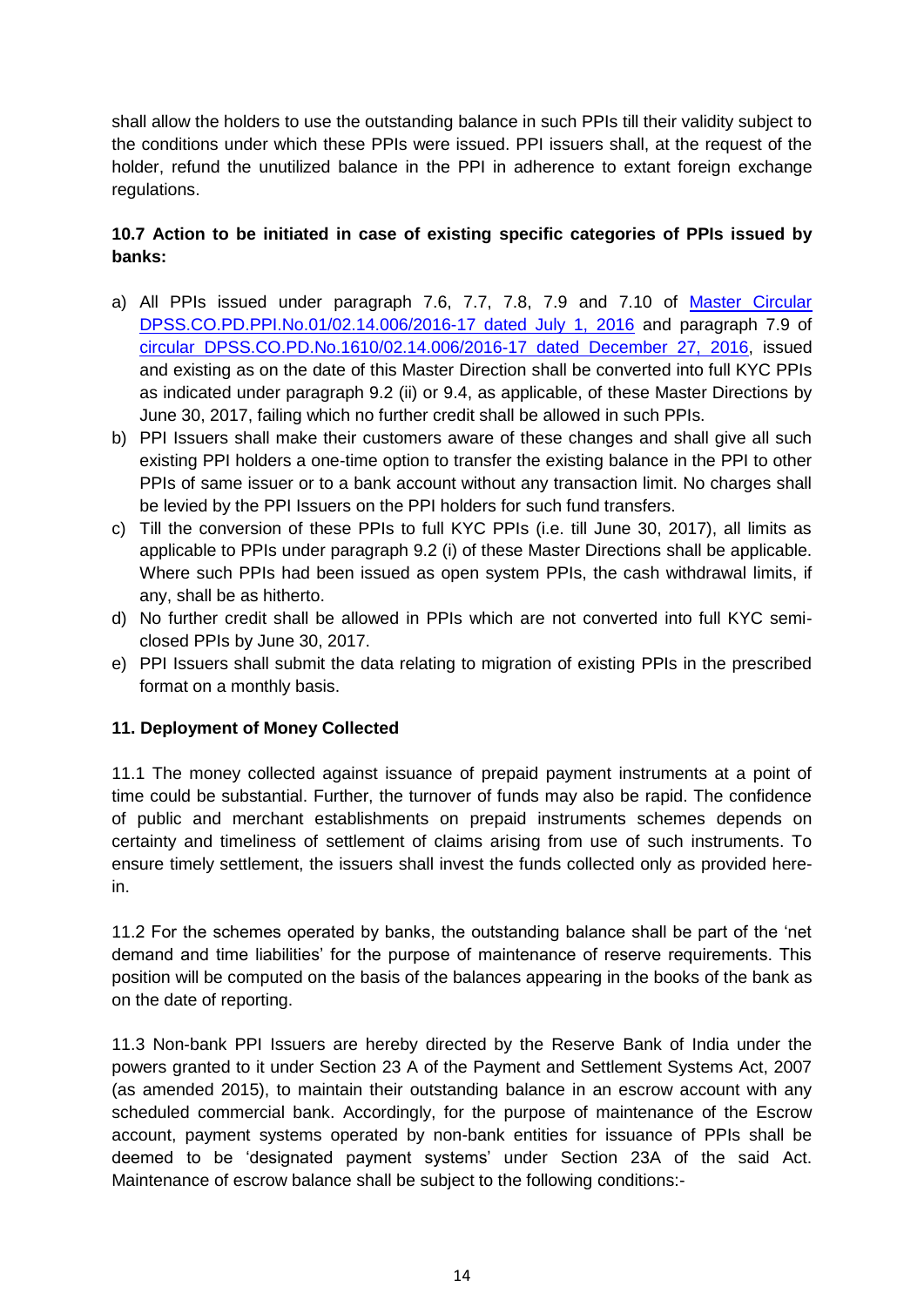shall allow the holders to use the outstanding balance in such PPIs till their validity subject to the conditions under which these PPIs were issued. PPI issuers shall, at the request of the holder, refund the unutilized balance in the PPI in adherence to extant foreign exchange regulations.

**10.7 Action to be initiated in case of existing specific categories of PPIs issued by banks:**

a) All PPIs issued under paragraph 7.6, 7.7, 7.8, 7.9 and 7.10 of Master Circular DPSS.CO.PD.PPI.No.01/02.14.006/2016-17 dated July 1, 2016 and paragraph 7.9 of circular DPSS.CO.PD.No.1610/02.14.006/2016-17 dated December 27, 2016, issued and existing as on the date of this Master Direction shall be converted into full KYC PPIs as indicated under paragraph 9.2 (ii) or 9.4, as applicable, of these Master Directions by June 30, 2017, failing which no further credit shall be allowed in such PPIs.
b) PPI Issuers shall make their customers aware of these changes and shall give all such existing PPI holders a one-time option to transfer the existing balance in the PPI to other PPIs of same issuer or to a bank account without any transaction limit. No charges shall be levied by the PPI Issuers on the PPI holders for such fund transfers.
c) Till the conversion of these PPIs to full KYC PPIs (i.e. till June 30, 2017), all limits as applicable to PPIs under paragraph 9.2 (i) of these Master Directions shall be applicable. Where such PPIs had been issued as open system PPIs, the cash withdrawal limits, if any, shall be as hitherto.
d) No further credit shall be allowed in PPIs which are not converted into full KYC semi-closed PPIs by June 30, 2017.
e) PPI Issuers shall submit the data relating to migration of existing PPIs in the prescribed format on a monthly basis.

**11. Deployment of Money Collected**

11.1 The money collected against issuance of prepaid payment instruments at a point of time could be substantial. Further, the turnover of funds may also be rapid. The confidence of public and merchant establishments on prepaid instruments schemes depends on certainty and timeliness of settlement of claims arising from use of such instruments. To ensure timely settlement, the issuers shall invest the funds collected only as provided herein.

11.2 For the schemes operated by banks, the outstanding balance shall be part of the 'net demand and time liabilities' for the purpose of maintenance of reserve requirements. This position will be computed on the basis of the balances appearing in the books of the bank as on the date of reporting.

11.3 Non-bank PPI Issuers are hereby directed by the Reserve Bank of India under the powers granted to it under Section 23 A of the Payment and Settlement Systems Act, 2007 (as amended 2015), to maintain their outstanding balance in an escrow account with any scheduled commercial bank. Accordingly, for the purpose of maintenance of the Escrow account, payment systems operated by non-bank entities for issuance of PPIs shall be deemed to be 'designated payment systems' under Section 23A of the said Act. Maintenance of escrow balance shall be subject to the following conditions:-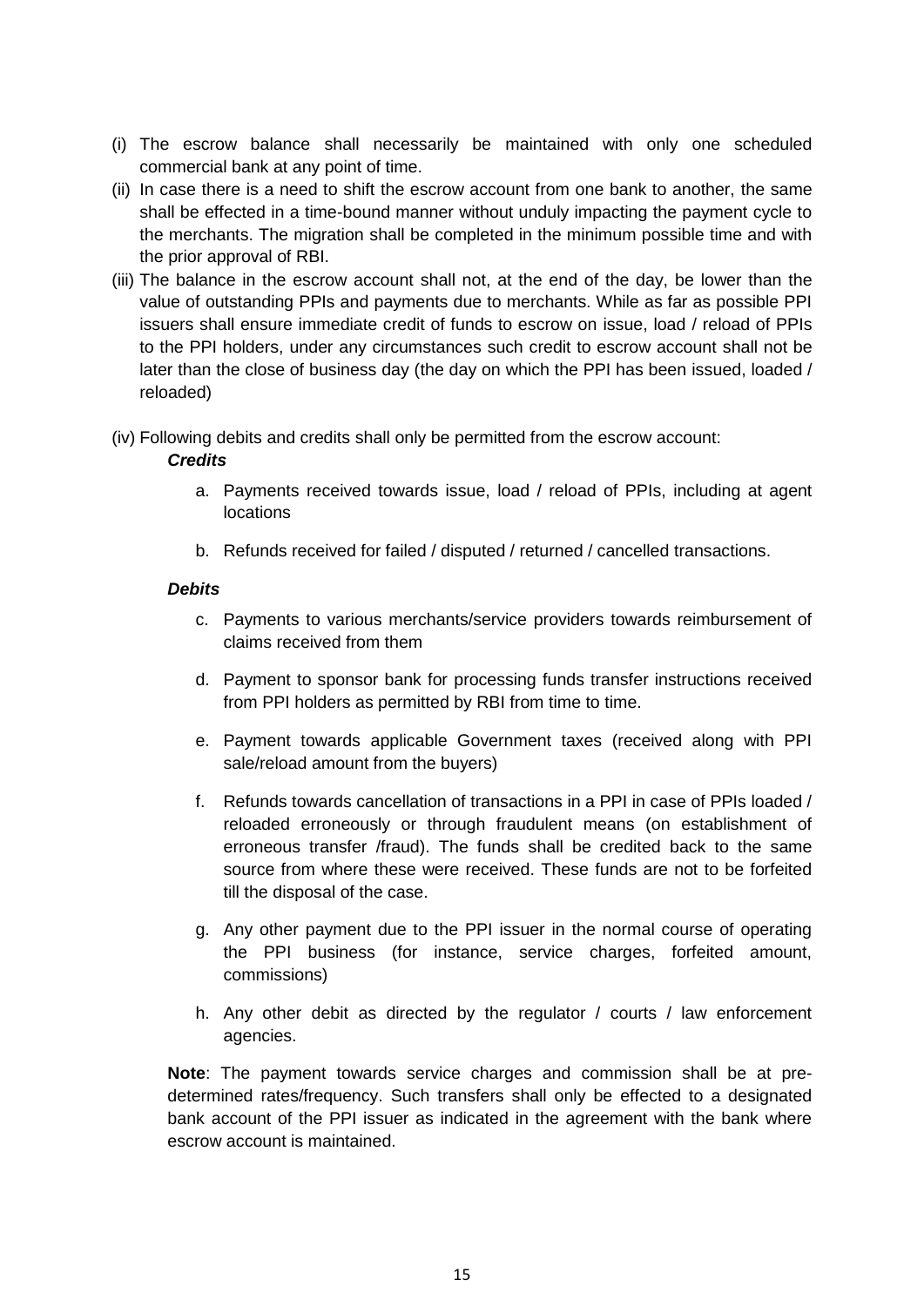(i) The escrow balance shall necessarily be maintained with only one scheduled commercial bank at any point of time.

(ii) In case there is a need to shift the escrow account from one bank to another, the same shall be effected in a time-bound manner without unduly impacting the payment cycle to the merchants. The migration shall be completed in the minimum possible time and with the prior approval of RBI.

(iii) The balance in the escrow account shall not, at the end of the day, be lower than the value of outstanding PPIs and payments due to merchants. While as far as possible PPI issuers shall ensure immediate credit of funds to escrow on issue, load / reload of PPIs to the PPI holders, under any circumstances such credit to escrow account shall not be later than the close of business day (the day on which the PPI has been issued, loaded / reloaded)

(iv) Following debits and credits shall only be permitted from the escrow account:

***Credits***

a. Payments received towards issue, load / reload of PPIs, including at agent locations

b. Refunds received for failed / disputed / returned / cancelled transactions.

***Debits***

c. Payments to various merchants/service providers towards reimbursement of claims received from them

d. Payment to sponsor bank for processing funds transfer instructions received from PPI holders as permitted by RBI from time to time.

e. Payment towards applicable Government taxes (received along with PPI sale/reload amount from the buyers)

f. Refunds towards cancellation of transactions in a PPI in case of PPIs loaded / reloaded erroneously or through fraudulent means (on establishment of erroneous transfer /fraud). The funds shall be credited back to the same source from where these were received. These funds are not to be forfeited till the disposal of the case.

g. Any other payment due to the PPI issuer in the normal course of operating the PPI business (for instance, service charges, forfeited amount, commissions)

h. Any other debit as directed by the regulator / courts / law enforcement agencies.

**Note**: The payment towards service charges and commission shall be at pre-determined rates/frequency. Such transfers shall only be effected to a designated bank account of the PPI issuer as indicated in the agreement with the bank where escrow account is maintained.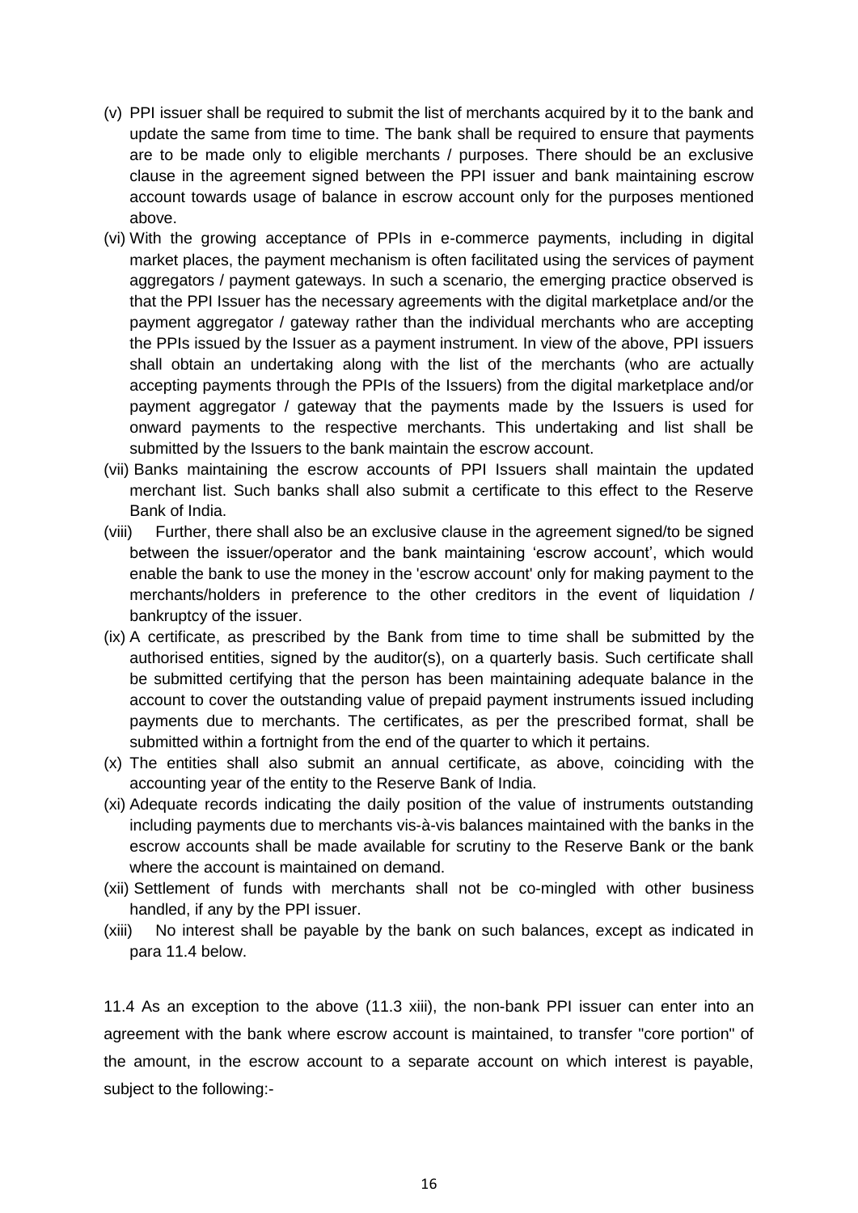(v) PPI issuer shall be required to submit the list of merchants acquired by it to the bank and update the same from time to time. The bank shall be required to ensure that payments are to be made only to eligible merchants / purposes. There should be an exclusive clause in the agreement signed between the PPI issuer and bank maintaining escrow account towards usage of balance in escrow account only for the purposes mentioned above.

(vi) With the growing acceptance of PPIs in e-commerce payments, including in digital market places, the payment mechanism is often facilitated using the services of payment aggregators / payment gateways. In such a scenario, the emerging practice observed is that the PPI Issuer has the necessary agreements with the digital marketplace and/or the payment aggregator / gateway rather than the individual merchants who are accepting the PPIs issued by the Issuer as a payment instrument. In view of the above, PPI issuers shall obtain an undertaking along with the list of the merchants (who are actually accepting payments through the PPIs of the Issuers) from the digital marketplace and/or payment aggregator / gateway that the payments made by the Issuers is used for onward payments to the respective merchants. This undertaking and list shall be submitted by the Issuers to the bank maintain the escrow account.

(vii) Banks maintaining the escrow accounts of PPI Issuers shall maintain the updated merchant list. Such banks shall also submit a certificate to this effect to the Reserve Bank of India.

(viii) Further, there shall also be an exclusive clause in the agreement signed/to be signed between the issuer/operator and the bank maintaining 'escrow account', which would enable the bank to use the money in the 'escrow account' only for making payment to the merchants/holders in preference to the other creditors in the event of liquidation / bankruptcy of the issuer.

(ix) A certificate, as prescribed by the Bank from time to time shall be submitted by the authorised entities, signed by the auditor(s), on a quarterly basis. Such certificate shall be submitted certifying that the person has been maintaining adequate balance in the account to cover the outstanding value of prepaid payment instruments issued including payments due to merchants. The certificates, as per the prescribed format, shall be submitted within a fortnight from the end of the quarter to which it pertains.

(x) The entities shall also submit an annual certificate, as above, coinciding with the accounting year of the entity to the Reserve Bank of India.

(xi) Adequate records indicating the daily position of the value of instruments outstanding including payments due to merchants vis-à-vis balances maintained with the banks in the escrow accounts shall be made available for scrutiny to the Reserve Bank or the bank where the account is maintained on demand.

(xii) Settlement of funds with merchants shall not be co-mingled with other business handled, if any by the PPI issuer.

(xiii) No interest shall be payable by the bank on such balances, except as indicated in para 11.4 below.

11.4 As an exception to the above (11.3 xiii), the non-bank PPI issuer can enter into an agreement with the bank where escrow account is maintained, to transfer "core portion" of the amount, in the escrow account to a separate account on which interest is payable, subject to the following:-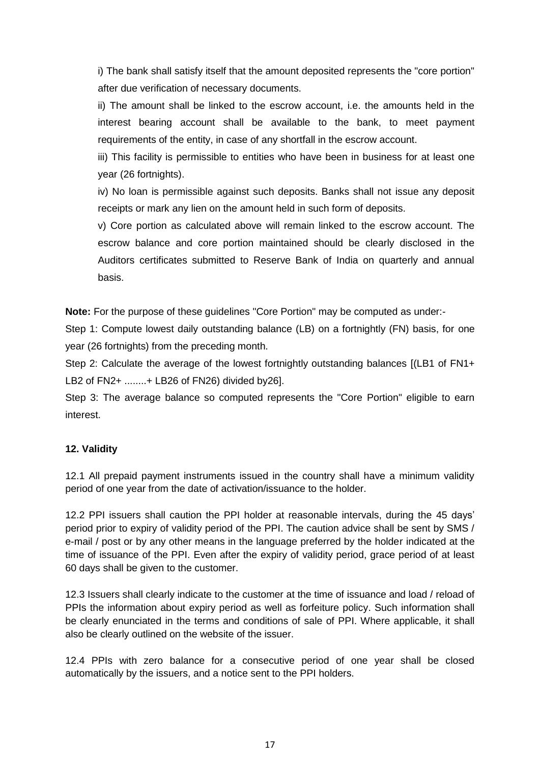i) The bank shall satisfy itself that the amount deposited represents the "core portion" after due verification of necessary documents.

ii) The amount shall be linked to the escrow account, i.e. the amounts held in the interest bearing account shall be available to the bank, to meet payment requirements of the entity, in case of any shortfall in the escrow account.

iii) This facility is permissible to entities who have been in business for at least one year (26 fortnights).

iv) No loan is permissible against such deposits. Banks shall not issue any deposit receipts or mark any lien on the amount held in such form of deposits.

v) Core portion as calculated above will remain linked to the escrow account. The escrow balance and core portion maintained should be clearly disclosed in the Auditors certificates submitted to Reserve Bank of India on quarterly and annual basis.

**Note:** For the purpose of these guidelines "Core Portion" may be computed as under:-

Step 1: Compute lowest daily outstanding balance (LB) on a fortnightly (FN) basis, for one year (26 fortnights) from the preceding month.

Step 2: Calculate the average of the lowest fortnightly outstanding balances [(LB1 of FN1+ LB2 of FN2+ ........+ LB26 of FN26) divided by26].

Step 3: The average balance so computed represents the "Core Portion" eligible to earn interest.

**12. Validity**

12.1 All prepaid payment instruments issued in the country shall have a minimum validity period of one year from the date of activation/issuance to the holder.

12.2 PPI issuers shall caution the PPI holder at reasonable intervals, during the 45 days' period prior to expiry of validity period of the PPI. The caution advice shall be sent by SMS / e-mail / post or by any other means in the language preferred by the holder indicated at the time of issuance of the PPI. Even after the expiry of validity period, grace period of at least 60 days shall be given to the customer.

12.3 Issuers shall clearly indicate to the customer at the time of issuance and load / reload of PPIs the information about expiry period as well as forfeiture policy. Such information shall be clearly enunciated in the terms and conditions of sale of PPI. Where applicable, it shall also be clearly outlined on the website of the issuer.

12.4 PPIs with zero balance for a consecutive period of one year shall be closed automatically by the issuers, and a notice sent to the PPI holders.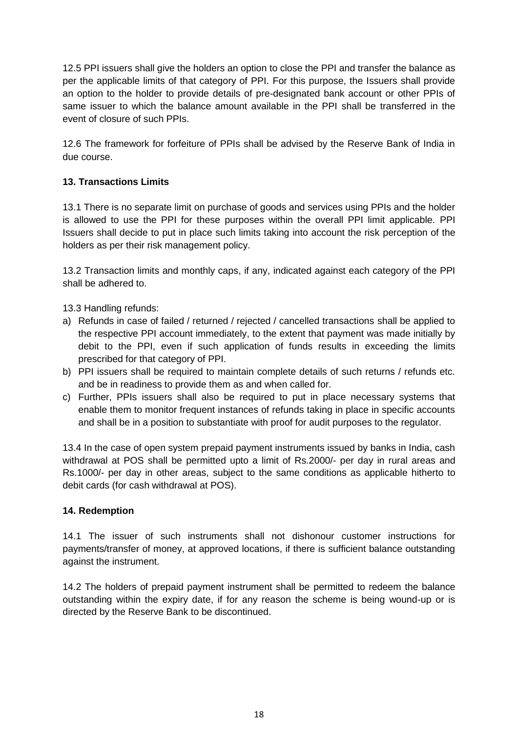12.5 PPI issuers shall give the holders an option to close the PPI and transfer the balance as per the applicable limits of that category of PPI. For this purpose, the Issuers shall provide an option to the holder to provide details of pre-designated bank account or other PPIs of same issuer to which the balance amount available in the PPI shall be transferred in the event of closure of such PPIs.

12.6 The framework for forfeiture of PPIs shall be advised by the Reserve Bank of India in due course.

**13. Transactions Limits**

13.1 There is no separate limit on purchase of goods and services using PPIs and the holder is allowed to use the PPI for these purposes within the overall PPI limit applicable. PPI Issuers shall decide to put in place such limits taking into account the risk perception of the holders as per their risk management policy.

13.2 Transaction limits and monthly caps, if any, indicated against each category of the PPI shall be adhered to.

13.3 Handling refunds:

a) Refunds in case of failed / returned / rejected / cancelled transactions shall be applied to the respective PPI account immediately, to the extent that payment was made initially by debit to the PPI, even if such application of funds results in exceeding the limits prescribed for that category of PPI.
b) PPI issuers shall be required to maintain complete details of such returns / refunds etc. and be in readiness to provide them as and when called for.
c) Further, PPIs issuers shall also be required to put in place necessary systems that enable them to monitor frequent instances of refunds taking in place in specific accounts and shall be in a position to substantiate with proof for audit purposes to the regulator.

13.4 In the case of open system prepaid payment instruments issued by banks in India, cash withdrawal at POS shall be permitted upto a limit of Rs.2000/- per day in rural areas and Rs.1000/- per day in other areas, subject to the same conditions as applicable hitherto to debit cards (for cash withdrawal at POS).

**14. Redemption**

14.1 The issuer of such instruments shall not dishonour customer instructions for payments/transfer of money, at approved locations, if there is sufficient balance outstanding against the instrument.

14.2 The holders of prepaid payment instrument shall be permitted to redeem the balance outstanding within the expiry date, if for any reason the scheme is being wound-up or is directed by the Reserve Bank to be discontinued.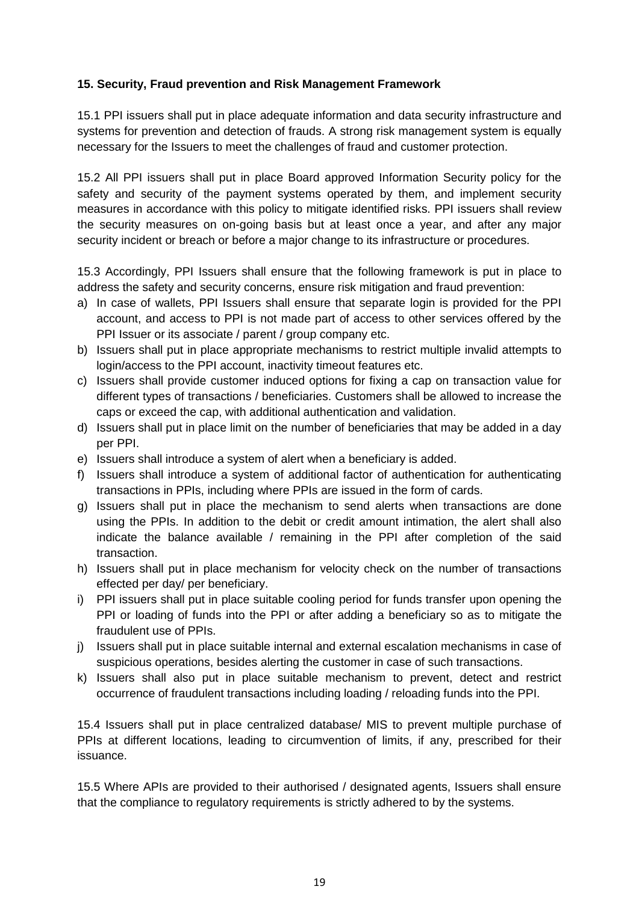**15. Security, Fraud prevention and Risk Management Framework**

15.1 PPI issuers shall put in place adequate information and data security infrastructure and systems for prevention and detection of frauds. A strong risk management system is equally necessary for the Issuers to meet the challenges of fraud and customer protection.

15.2 All PPI issuers shall put in place Board approved Information Security policy for the safety and security of the payment systems operated by them, and implement security measures in accordance with this policy to mitigate identified risks. PPI issuers shall review the security measures on on-going basis but at least once a year, and after any major security incident or breach or before a major change to its infrastructure or procedures.

15.3 Accordingly, PPI Issuers shall ensure that the following framework is put in place to address the safety and security concerns, ensure risk mitigation and fraud prevention:

a) In case of wallets, PPI Issuers shall ensure that separate login is provided for the PPI account, and access to PPI is not made part of access to other services offered by the PPI Issuer or its associate / parent / group company etc.
b) Issuers shall put in place appropriate mechanisms to restrict multiple invalid attempts to login/access to the PPI account, inactivity timeout features etc.
c) Issuers shall provide customer induced options for fixing a cap on transaction value for different types of transactions / beneficiaries. Customers shall be allowed to increase the caps or exceed the cap, with additional authentication and validation.
d) Issuers shall put in place limit on the number of beneficiaries that may be added in a day per PPI.
e) Issuers shall introduce a system of alert when a beneficiary is added.
f) Issuers shall introduce a system of additional factor of authentication for authenticating transactions in PPIs, including where PPIs are issued in the form of cards.
g) Issuers shall put in place the mechanism to send alerts when transactions are done using the PPIs. In addition to the debit or credit amount intimation, the alert shall also indicate the balance available / remaining in the PPI after completion of the said transaction.
h) Issuers shall put in place mechanism for velocity check on the number of transactions effected per day/ per beneficiary.
i) PPI issuers shall put in place suitable cooling period for funds transfer upon opening the PPI or loading of funds into the PPI or after adding a beneficiary so as to mitigate the fraudulent use of PPIs.
j) Issuers shall put in place suitable internal and external escalation mechanisms in case of suspicious operations, besides alerting the customer in case of such transactions.
k) Issuers shall also put in place suitable mechanism to prevent, detect and restrict occurrence of fraudulent transactions including loading / reloading funds into the PPI.

15.4 Issuers shall put in place centralized database/ MIS to prevent multiple purchase of PPIs at different locations, leading to circumvention of limits, if any, prescribed for their issuance.

15.5 Where APIs are provided to their authorised / designated agents, Issuers shall ensure that the compliance to regulatory requirements is strictly adhered to by the systems.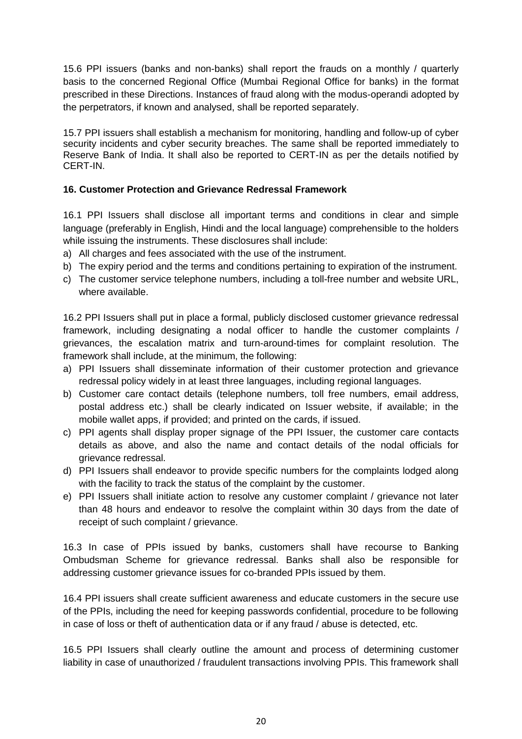15.6 PPI issuers (banks and non-banks) shall report the frauds on a monthly / quarterly basis to the concerned Regional Office (Mumbai Regional Office for banks) in the format prescribed in these Directions. Instances of fraud along with the modus-operandi adopted by the perpetrators, if known and analysed, shall be reported separately.

15.7 PPI issuers shall establish a mechanism for monitoring, handling and follow-up of cyber security incidents and cyber security breaches. The same shall be reported immediately to Reserve Bank of India. It shall also be reported to CERT-IN as per the details notified by CERT-IN.

**16. Customer Protection and Grievance Redressal Framework**

16.1 PPI Issuers shall disclose all important terms and conditions in clear and simple language (preferably in English, Hindi and the local language) comprehensible to the holders while issuing the instruments. These disclosures shall include:

a) All charges and fees associated with the use of the instrument.
b) The expiry period and the terms and conditions pertaining to expiration of the instrument.
c) The customer service telephone numbers, including a toll-free number and website URL, where available.

16.2 PPI Issuers shall put in place a formal, publicly disclosed customer grievance redressal framework, including designating a nodal officer to handle the customer complaints / grievances, the escalation matrix and turn-around-times for complaint resolution. The framework shall include, at the minimum, the following:

a) PPI Issuers shall disseminate information of their customer protection and grievance redressal policy widely in at least three languages, including regional languages.
b) Customer care contact details (telephone numbers, toll free numbers, email address, postal address etc.) shall be clearly indicated on Issuer website, if available; in the mobile wallet apps, if provided; and printed on the cards, if issued.
c) PPI agents shall display proper signage of the PPI Issuer, the customer care contacts details as above, and also the name and contact details of the nodal officials for grievance redressal.
d) PPI Issuers shall endeavor to provide specific numbers for the complaints lodged along with the facility to track the status of the complaint by the customer.
e) PPI Issuers shall initiate action to resolve any customer complaint / grievance not later than 48 hours and endeavor to resolve the complaint within 30 days from the date of receipt of such complaint / grievance.

16.3 In case of PPIs issued by banks, customers shall have recourse to Banking Ombudsman Scheme for grievance redressal. Banks shall also be responsible for addressing customer grievance issues for co-branded PPIs issued by them.

16.4 PPI issuers shall create sufficient awareness and educate customers in the secure use of the PPIs, including the need for keeping passwords confidential, procedure to be following in case of loss or theft of authentication data or if any fraud / abuse is detected, etc.

16.5 PPI Issuers shall clearly outline the amount and process of determining customer liability in case of unauthorized / fraudulent transactions involving PPIs. This framework shall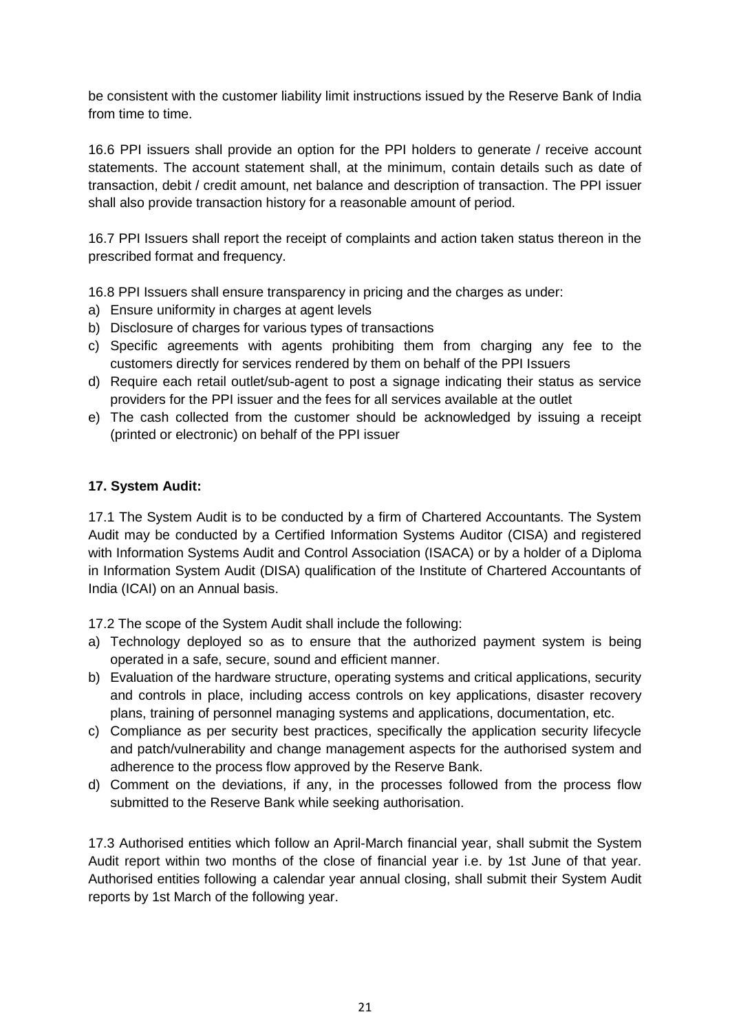be consistent with the customer liability limit instructions issued by the Reserve Bank of India from time to time.

16.6 PPI issuers shall provide an option for the PPI holders to generate / receive account statements. The account statement shall, at the minimum, contain details such as date of transaction, debit / credit amount, net balance and description of transaction. The PPI issuer shall also provide transaction history for a reasonable amount of period.

16.7 PPI Issuers shall report the receipt of complaints and action taken status thereon in the prescribed format and frequency.

16.8 PPI Issuers shall ensure transparency in pricing and the charges as under:

a) Ensure uniformity in charges at agent levels
b) Disclosure of charges for various types of transactions
c) Specific agreements with agents prohibiting them from charging any fee to the customers directly for services rendered by them on behalf of the PPI Issuers
d) Require each retail outlet/sub-agent to post a signage indicating their status as service providers for the PPI issuer and the fees for all services available at the outlet
e) The cash collected from the customer should be acknowledged by issuing a receipt (printed or electronic) on behalf of the PPI issuer

**17. System Audit:**

17.1 The System Audit is to be conducted by a firm of Chartered Accountants. The System Audit may be conducted by a Certified Information Systems Auditor (CISA) and registered with Information Systems Audit and Control Association (ISACA) or by a holder of a Diploma in Information System Audit (DISA) qualification of the Institute of Chartered Accountants of India (ICAI) on an Annual basis.

17.2 The scope of the System Audit shall include the following:

a) Technology deployed so as to ensure that the authorized payment system is being operated in a safe, secure, sound and efficient manner.
b) Evaluation of the hardware structure, operating systems and critical applications, security and controls in place, including access controls on key applications, disaster recovery plans, training of personnel managing systems and applications, documentation, etc.
c) Compliance as per security best practices, specifically the application security lifecycle and patch/vulnerability and change management aspects for the authorised system and adherence to the process flow approved by the Reserve Bank.
d) Comment on the deviations, if any, in the processes followed from the process flow submitted to the Reserve Bank while seeking authorisation.

17.3 Authorised entities which follow an April-March financial year, shall submit the System Audit report within two months of the close of financial year i.e. by 1st June of that year. Authorised entities following a calendar year annual closing, shall submit their System Audit reports by 1st March of the following year.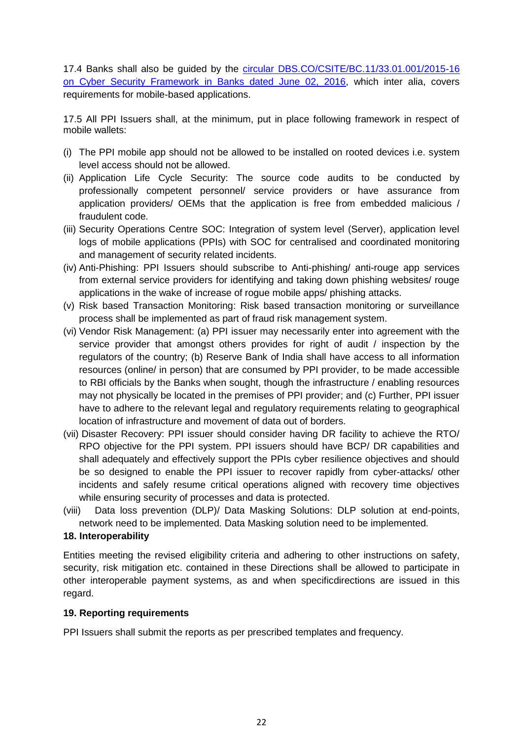17.4 Banks shall also be guided by the [circular DBS.CO/CSITE/BC.11/33.01.001/2015-16 on Cyber Security Framework in Banks dated June 02, 2016](), which inter alia, covers requirements for mobile-based applications.

17.5 All PPI Issuers shall, at the minimum, put in place following framework in respect of mobile wallets:

(i) The PPI mobile app should not be allowed to be installed on rooted devices i.e. system level access should not be allowed.

(ii) Application Life Cycle Security: The source code audits to be conducted by professionally competent personnel/ service providers or have assurance from application providers/ OEMs that the application is free from embedded malicious / fraudulent code.

(iii) Security Operations Centre SOC: Integration of system level (Server), application level logs of mobile applications (PPIs) with SOC for centralised and coordinated monitoring and management of security related incidents.

(iv) Anti-Phishing: PPI Issuers should subscribe to Anti-phishing/ anti-rouge app services from external service providers for identifying and taking down phishing websites/ rouge applications in the wake of increase of rogue mobile apps/ phishing attacks.

(v) Risk based Transaction Monitoring: Risk based transaction monitoring or surveillance process shall be implemented as part of fraud risk management system.

(vi) Vendor Risk Management: (a) PPI issuer may necessarily enter into agreement with the service provider that amongst others provides for right of audit / inspection by the regulators of the country; (b) Reserve Bank of India shall have access to all information resources (online/ in person) that are consumed by PPI provider, to be made accessible to RBI officials by the Banks when sought, though the infrastructure / enabling resources may not physically be located in the premises of PPI provider; and (c) Further, PPI issuer have to adhere to the relevant legal and regulatory requirements relating to geographical location of infrastructure and movement of data out of borders.

(vii) Disaster Recovery: PPI issuer should consider having DR facility to achieve the RTO/ RPO objective for the PPI system. PPI issuers should have BCP/ DR capabilities and shall adequately and effectively support the PPIs cyber resilience objectives and should be so designed to enable the PPI issuer to recover rapidly from cyber-attacks/ other incidents and safely resume critical operations aligned with recovery time objectives while ensuring security of processes and data is protected.

(viii) Data loss prevention (DLP)/ Data Masking Solutions: DLP solution at end-points, network need to be implemented. Data Masking solution need to be implemented.

**18. Interoperability**

Entities meeting the revised eligibility criteria and adhering to other instructions on safety, security, risk mitigation etc. contained in these Directions shall be allowed to participate in other interoperable payment systems, as and when specificdirections are issued in this regard.

**19. Reporting requirements**

PPI Issuers shall submit the reports as per prescribed templates and frequency.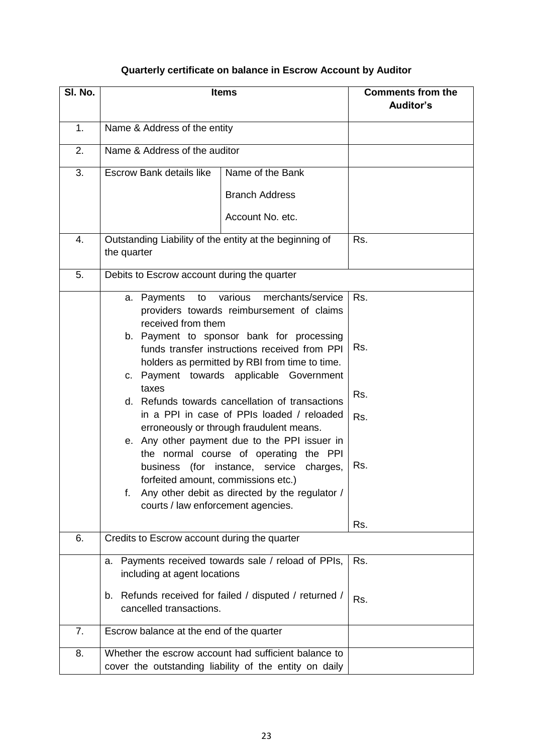**Quarterly certificate on balance in Escrow Account by Auditor**

| Sl. No. | Items | | Comments from the Auditor's |
|---|---|---|---|
| 1. | Name & Address of the entity | | |
| 2. | Name & Address of the auditor | | |
| 3. | Escrow Bank details like | Name of the Bank<br><br>Branch Address<br><br>Account No. etc. | |
| 4. | Outstanding Liability of the entity at the beginning of the quarter | | Rs. |
| 5. | Debits to Escrow account during the quarter | | |
| | a. Payments to various merchants/service providers towards reimbursement of claims received from them | | Rs. |
| | b. Payment to sponsor bank for processing funds transfer instructions received from PPI holders as permitted by RBI from time to time. | | Rs. |
| | c. Payment towards applicable Government taxes | | Rs. |
| | d. Refunds towards cancellation of transactions in a PPI in case of PPIs loaded / reloaded erroneously or through fraudulent means. | | Rs. |
| | e. Any other payment due to the PPI issuer in the normal course of operating the PPI business (for instance, service charges, forfeited amount, commissions etc.) | | Rs. |
| | f. Any other debit as directed by the regulator / courts / law enforcement agencies. | | Rs. |
| 6. | Credits to Escrow account during the quarter | | |
| | a. Payments received towards sale / reload of PPIs, including at agent locations | | Rs. |
| | b. Refunds received for failed / disputed / returned / cancelled transactions. | | Rs. |
| 7. | Escrow balance at the end of the quarter | | |
| 8. | Whether the escrow account had sufficient balance to cover the outstanding liability of the entity on daily | | |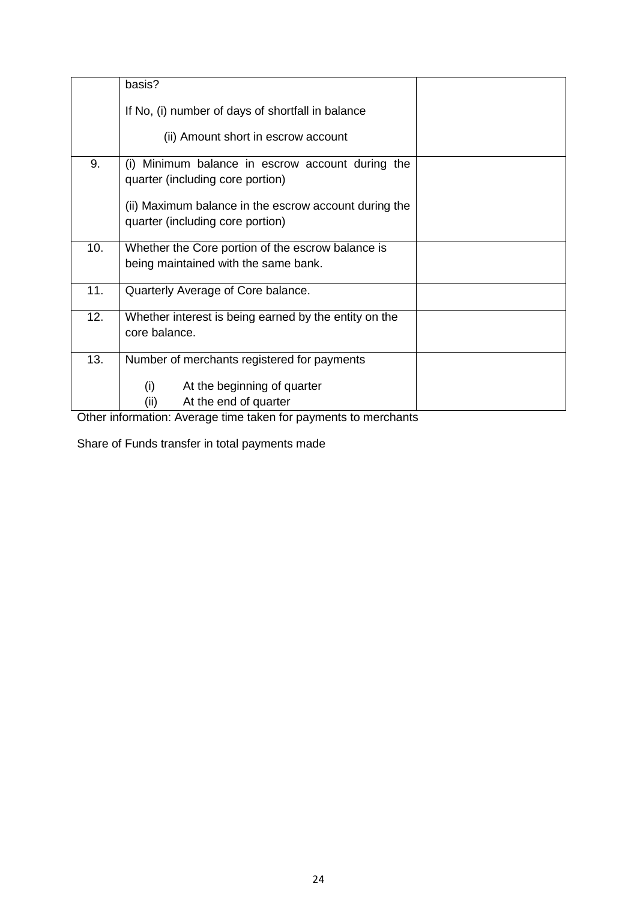| | | |
|---|---|---|
| | basis?<br><br>If No, (i) number of days of shortfall in balance<br><br>(ii) Amount short in escrow account | |
| 9. | (i) Minimum balance in escrow account during the quarter (including core portion)<br><br>(ii) Maximum balance in the escrow account during the quarter (including core portion) | |
| 10. | Whether the Core portion of the escrow balance is being maintained with the same bank. | |
| 11. | Quarterly Average of Core balance. | |
| 12. | Whether interest is being earned by the entity on the core balance. | |
| 13. | Number of merchants registered for payments<br><br>(i) At the beginning of quarter<br>(ii) At the end of quarter | |

Other information: Average time taken for payments to merchants

Share of Funds transfer in total payments made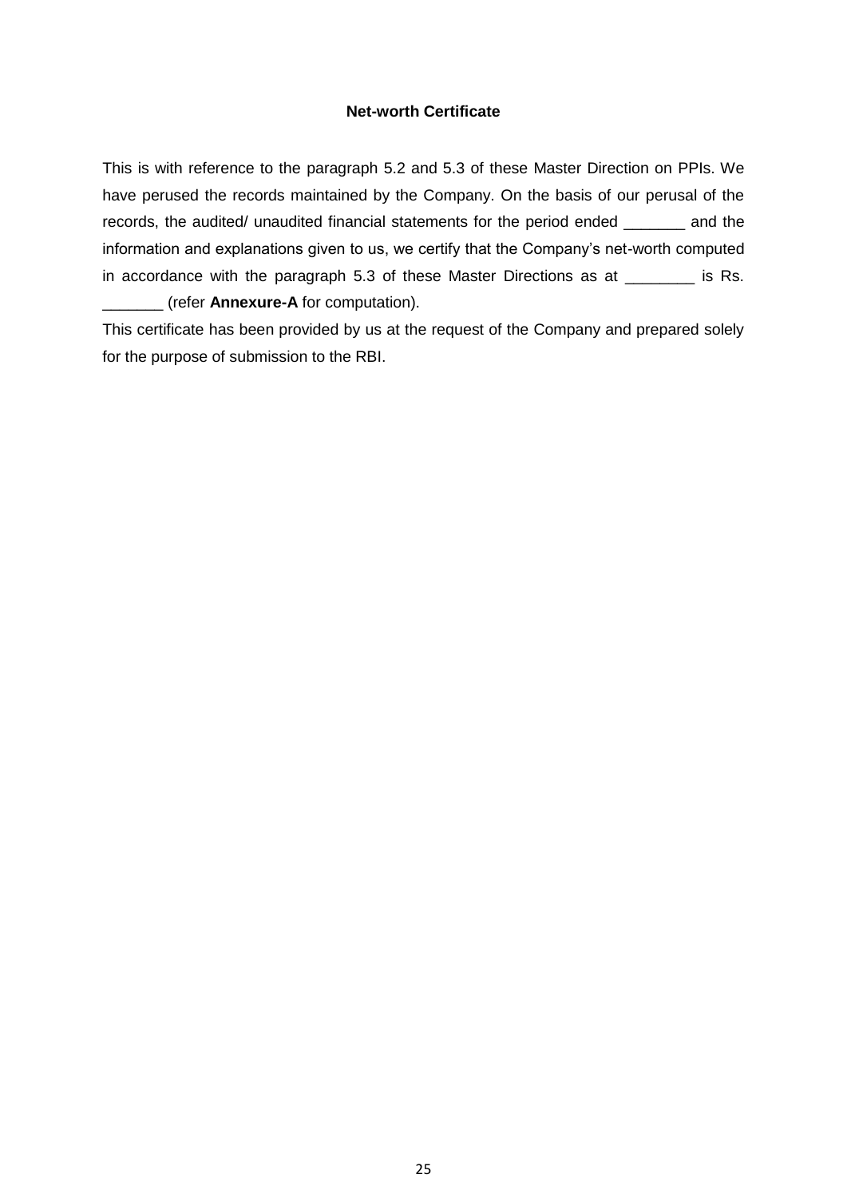**Net-worth Certificate**

This is with reference to the paragraph 5.2 and 5.3 of these Master Direction on PPIs. We have perused the records maintained by the Company. On the basis of our perusal of the records, the audited/ unaudited financial statements for the period ended _______ and the information and explanations given to us, we certify that the Company's net-worth computed in accordance with the paragraph 5.3 of these Master Directions as at ________ is Rs. _______ (refer **Annexure-A** for computation).

This certificate has been provided by us at the request of the Company and prepared solely for the purpose of submission to the RBI.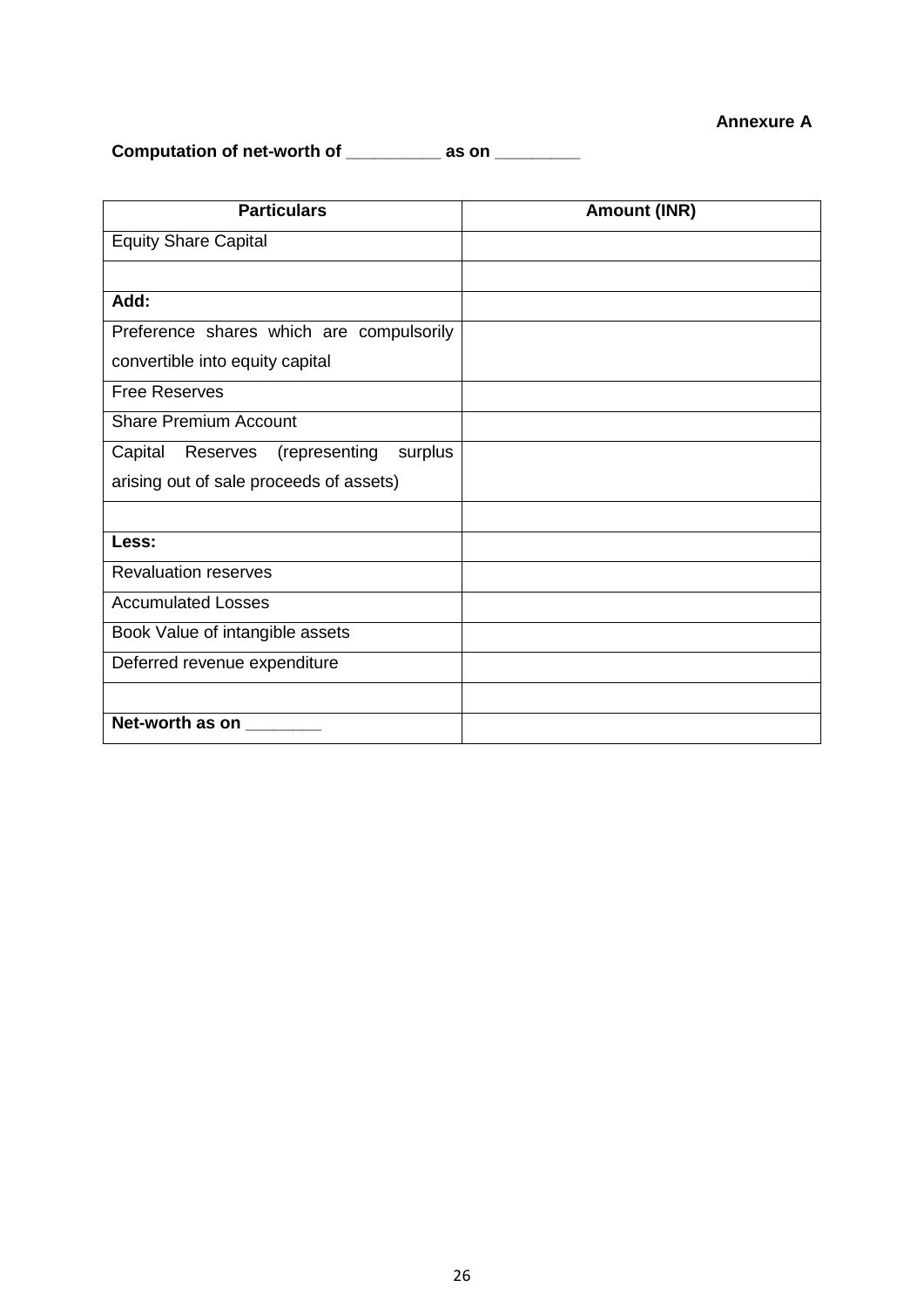**Annexure A**

**Computation of net-worth of __________ as on _________**

| Particulars | Amount (INR) |
|---|---|
| Equity Share Capital | |
| | |
| **Add:** | |
| Preference shares which are compulsorily convertible into equity capital | |
| Free Reserves | |
| Share Premium Account | |
| Capital Reserves (representing surplus arising out of sale proceeds of assets) | |
| | |
| **Less:** | |
| Revaluation reserves | |
| Accumulated Losses | |
| Book Value of intangible assets | |
| Deferred revenue expenditure | |
| | |
| **Net-worth as on ________** | |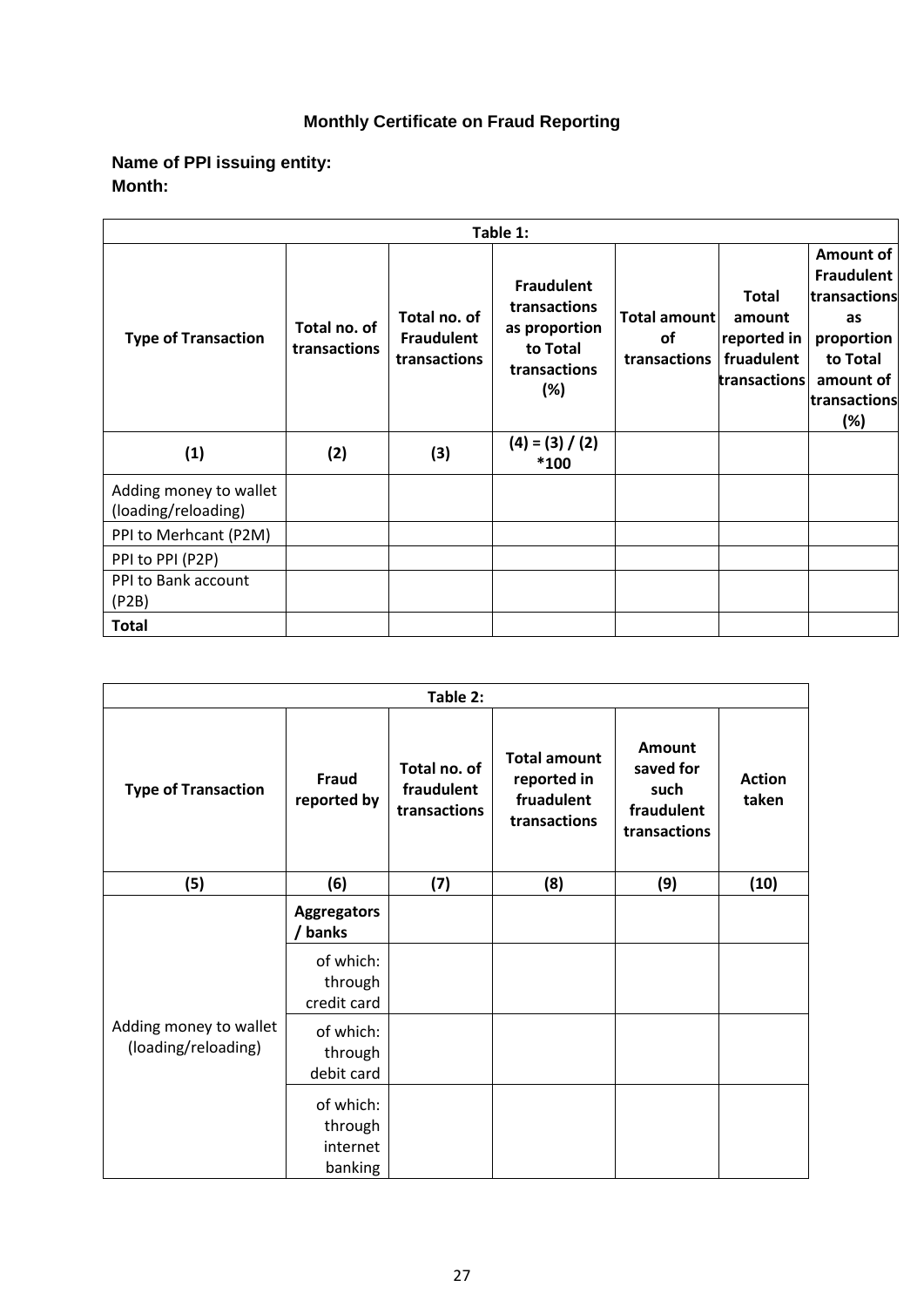**Monthly Certificate on Fraud Reporting**

**Name of PPI issuing entity:**
**Month:**

| Table 1: | | | | | | |
|---|---|---|---|---|---|---|
| **Type of Transaction** | **Total no. of transactions** | **Total no. of Fraudulent transactions** | **Fraudulent transactions as proportion to Total transactions (%)** | **Total amount of transactions** | **Total amount reported in fruadulent transactions** | **Amount of Fraudulent transactions as proportion to Total amount of transactions (%)** |
| **(1)** | **(2)** | **(3)** | **(4) = (3) / (2) \*100** | | | |
| Adding money to wallet (loading/reloading) | | | | | | |
| PPI to Merhcant (P2M) | | | | | | |
| PPI to PPI (P2P) | | | | | | |
| PPI to Bank account (P2B) | | | | | | |
| **Total** | | | | | | |

| Table 2: | | | | | |
|---|---|---|---|---|---|
| **Type of Transaction** | **Fraud reported by** | **Total no. of fraudulent transactions** | **Total amount reported in fruadulent transactions** | **Amount saved for such fraudulent transactions** | **Action taken** |
| **(5)** | **(6)** | **(7)** | **(8)** | **(9)** | **(10)** |
| Adding money to wallet (loading/reloading) | **Aggregators / banks** | | | | |
| | of which: through credit card | | | | |
| | of which: through debit card | | | | |
| | of which: through internet banking | | | | |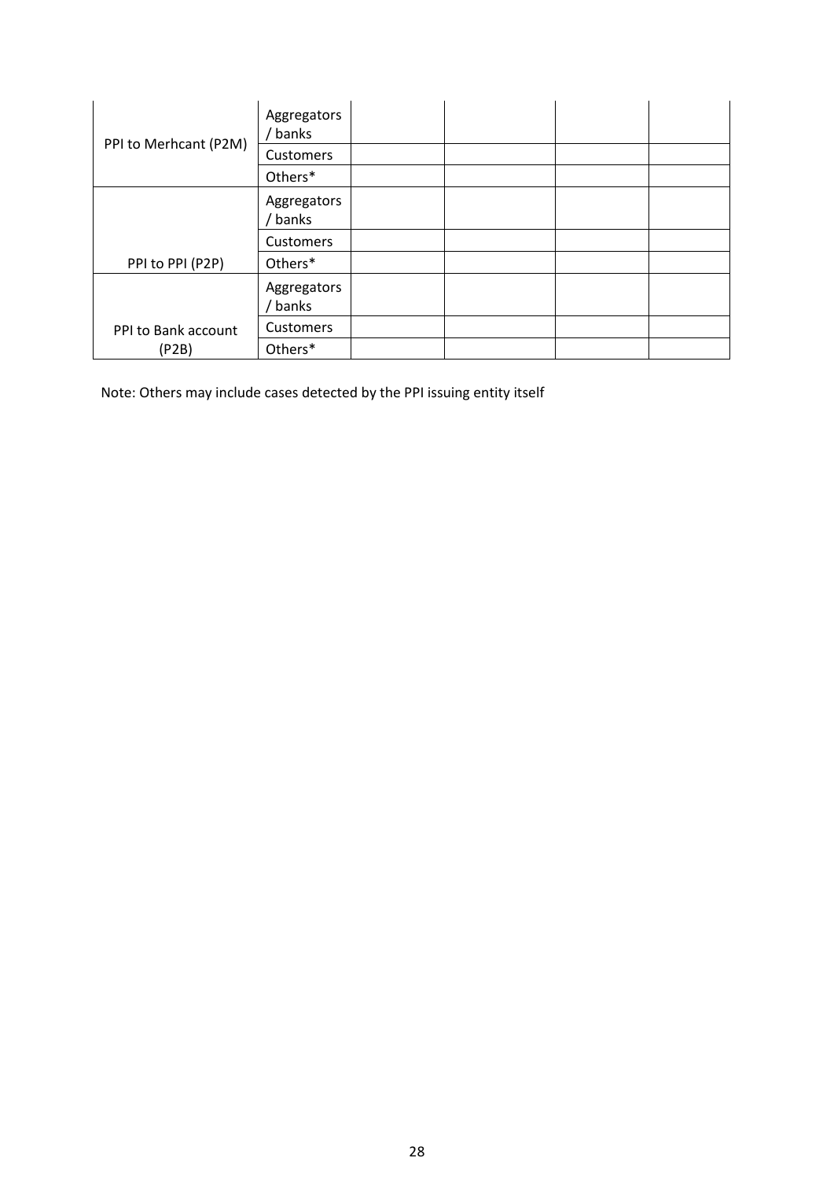| | | | | | |
|---|---|---|---|---|---|
| PPI to Merhcant (P2M) | Aggregators / banks | | | | |
| | Customers | | | | |
| | Others* | | | | |
| PPI to PPI (P2P) | Aggregators / banks | | | | |
| | Customers | | | | |
| | Others* | | | | |
| PPI to Bank account (P2B) | Aggregators / banks | | | | |
| | Customers | | | | |
| | Others* | | | | |

Note: Others may include cases detected by the PPI issuing entity itself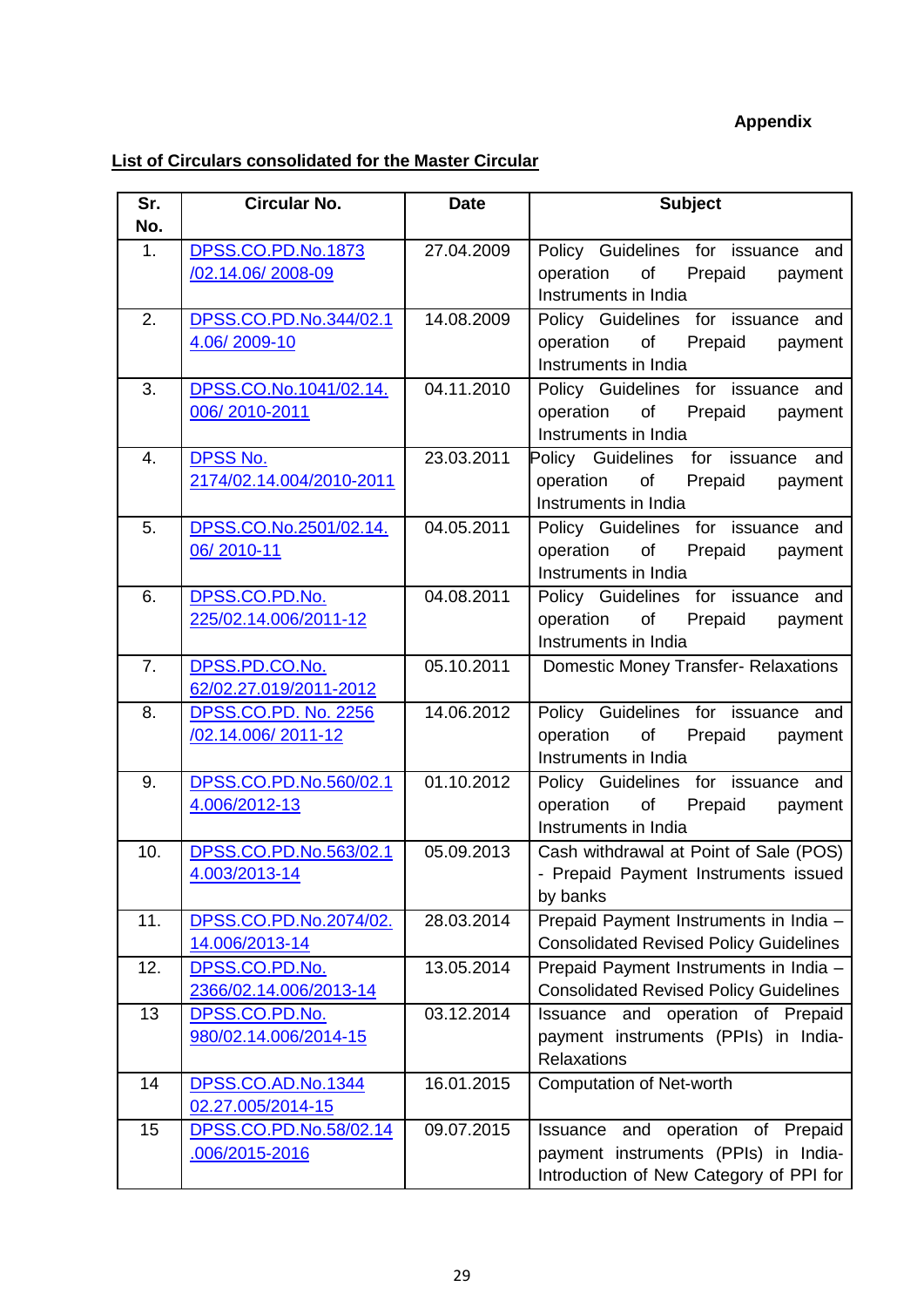**Appendix**

**List of Circulars consolidated for the Master Circular**

| Sr. No. | Circular No. | Date | Subject |
|---|---|---|---|
| 1. | DPSS.CO.PD.No.1873 /02.14.06/ 2008-09 | 27.04.2009 | Policy Guidelines for issuance and operation of Prepaid payment Instruments in India |
| 2. | DPSS.CO.PD.No.344/02.14.06/ 2009-10 | 14.08.2009 | Policy Guidelines for issuance and operation of Prepaid payment Instruments in India |
| 3. | DPSS.CO.No.1041/02.14.006/ 2010-2011 | 04.11.2010 | Policy Guidelines for issuance and operation of Prepaid payment Instruments in India |
| 4. | DPSS No. 2174/02.14.004/2010-2011 | 23.03.2011 | Policy Guidelines for issuance and operation of Prepaid payment Instruments in India |
| 5. | DPSS.CO.No.2501/02.14.06/ 2010-11 | 04.05.2011 | Policy Guidelines for issuance and operation of Prepaid payment Instruments in India |
| 6. | DPSS.CO.PD.No. 225/02.14.006/2011-12 | 04.08.2011 | Policy Guidelines for issuance and operation of Prepaid payment Instruments in India |
| 7. | DPSS.PD.CO.No. 62/02.27.019/2011-2012 | 05.10.2011 | Domestic Money Transfer- Relaxations |
| 8. | DPSS.CO.PD. No. 2256 /02.14.006/ 2011-12 | 14.06.2012 | Policy Guidelines for issuance and operation of Prepaid payment Instruments in India |
| 9. | DPSS.CO.PD.No.560/02.14.006/2012-13 | 01.10.2012 | Policy Guidelines for issuance and operation of Prepaid payment Instruments in India |
| 10. | DPSS.CO.PD.No.563/02.14.003/2013-14 | 05.09.2013 | Cash withdrawal at Point of Sale (POS) - Prepaid Payment Instruments issued by banks |
| 11. | DPSS.CO.PD.No.2074/02.14.006/2013-14 | 28.03.2014 | Prepaid Payment Instruments in India – Consolidated Revised Policy Guidelines |
| 12. | DPSS.CO.PD.No. 2366/02.14.006/2013-14 | 13.05.2014 | Prepaid Payment Instruments in India – Consolidated Revised Policy Guidelines |
| 13 | DPSS.CO.PD.No. 980/02.14.006/2014-15 | 03.12.2014 | Issuance and operation of Prepaid payment instruments (PPIs) in India-Relaxations |
| 14 | DPSS.CO.AD.No.1344 02.27.005/2014-15 | 16.01.2015 | Computation of Net-worth |
| 15 | DPSS.CO.PD.No.58/02.14.006/2015-2016 | 09.07.2015 | Issuance and operation of Prepaid payment instruments (PPIs) in India-Introduction of New Category of PPI for |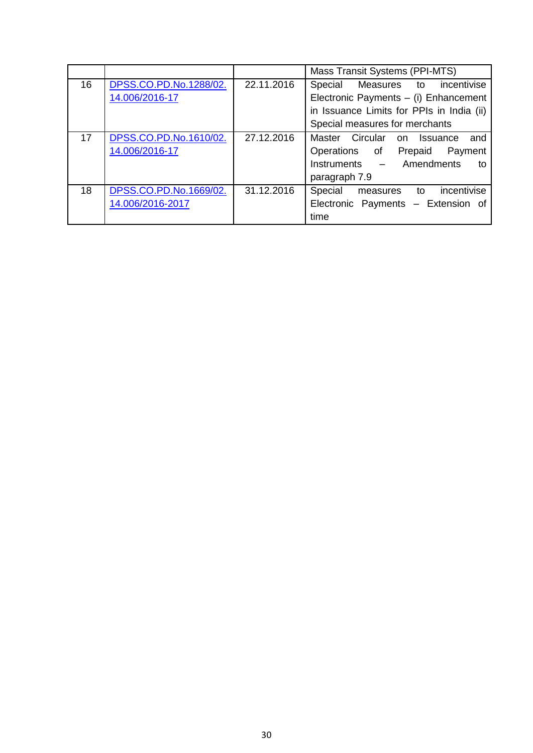| | | | |
|---|---|---|---|
| | | | Mass Transit Systems (PPI-MTS) |
| 16 | DPSS.CO.PD.No.1288/02.14.006/2016-17 | 22.11.2016 | Special Measures to incentivise Electronic Payments – (i) Enhancement in Issuance Limits for PPIs in India (ii) Special measures for merchants |
| 17 | DPSS.CO.PD.No.1610/02.14.006/2016-17 | 27.12.2016 | Master Circular on Issuance and Operations of Prepaid Payment Instruments – Amendments to paragraph 7.9 |
| 18 | DPSS.CO.PD.No.1669/02.14.006/2016-2017 | 31.12.2016 | Special measures to incentivise Electronic Payments – Extension of time |